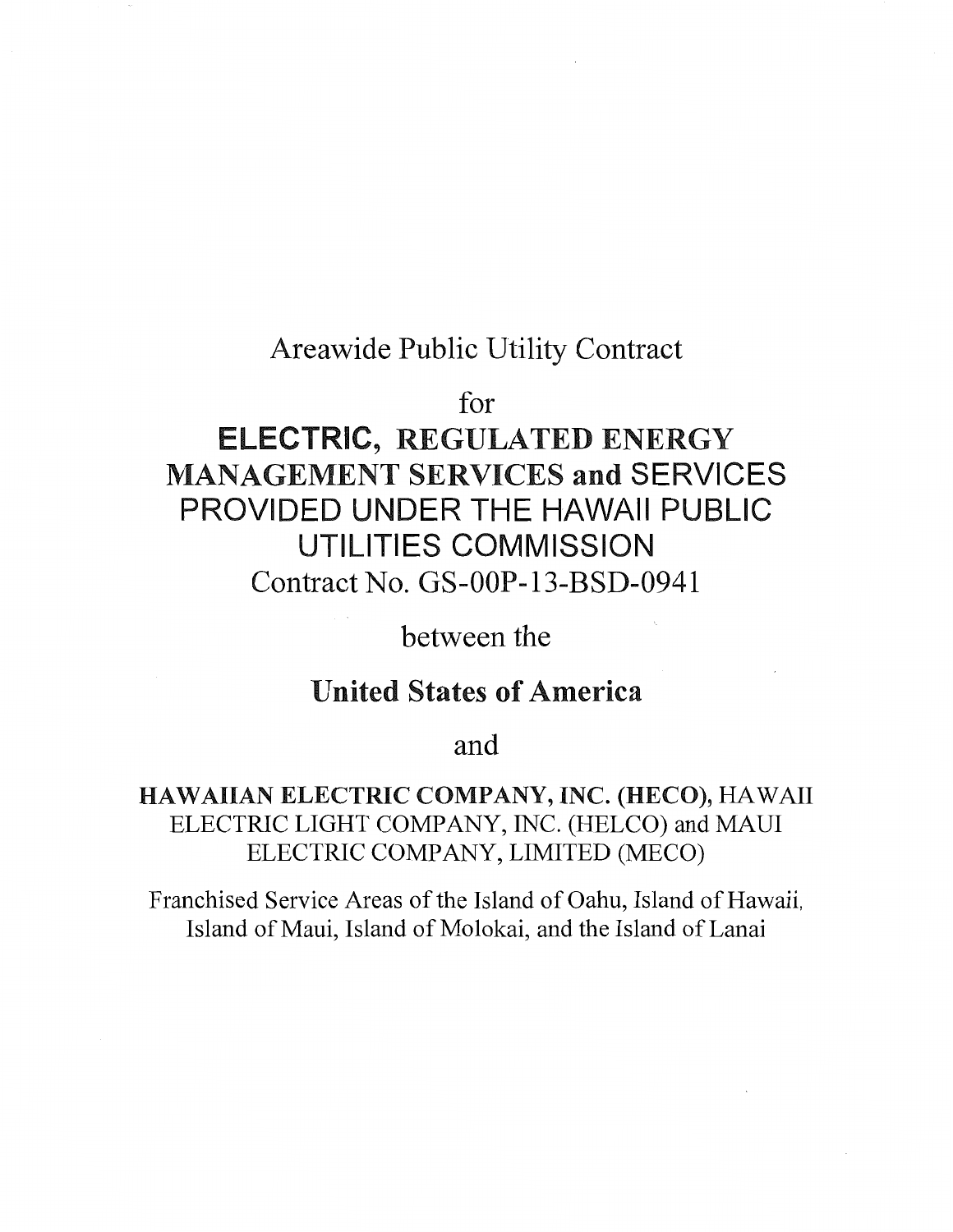Areawide Public Utility Contract

for

# ELECTRIC, REGULATED ENERGY MANAGEMENT SERVICES and SERVICES PROVIDED UNDER THE HAWAII PUBLIC UTILITIES COMMISSION

Contract No. GS-00P-13-BSD-0941

between the

**United States of America**

and

**HAWAIIAN ELECTRIC COMPANY, INC. (HECO),** HAWAII ELECTRIC LIGHT COMPANY, INC. (HELCO) and MAUI ELECTRIC COMPANY, LIMITED (MECO)

Franchised Service Areas of the Island of Oahu, Island of Hawaii, Island of Maui, Island of Molokai, and the Island of Lanai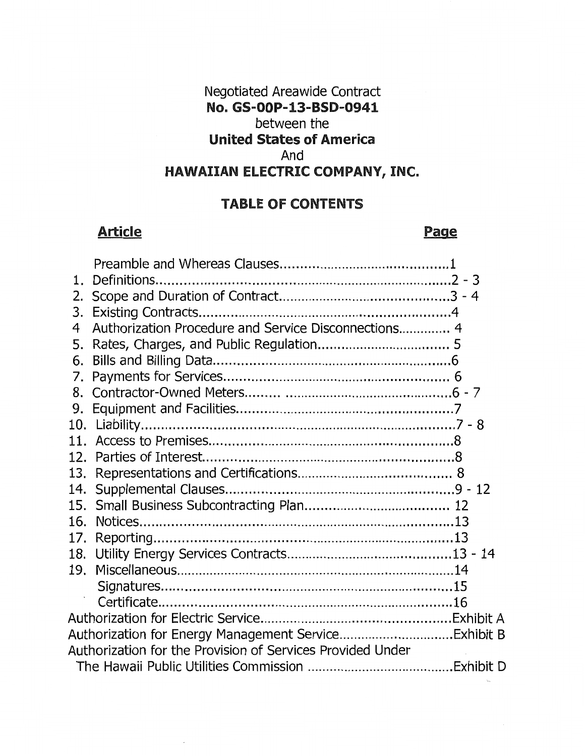Negotiated Areawide Contract
**No. GS-00P-13-BSD-0941**
between the
**United States of America**
And
**HAWAIIAN ELECTRIC COMPANY, INC.**

## TABLE OF CONTENTS

| Article | Page |
|---|---|
| Preamble and Whereas Clauses | 1 |
| 1. Definitions | 2 - 3 |
| 2. Scope and Duration of Contract | 3 - 4 |
| 3. Existing Contracts | 4 |
| 4 Authorization Procedure and Service Disconnections | 4 |
| 5. Rates, Charges, and Public Regulation | 5 |
| 6. Bills and Billing Data | 6 |
| 7. Payments for Services | 6 |
| 8. Contractor-Owned Meters | 6 - 7 |
| 9. Equipment and Facilities | 7 |
| 10. Liability | 7 - 8 |
| 11. Access to Premises | 8 |
| 12. Parties of Interest | 8 |
| 13. Representations and Certifications | 8 |
| 14. Supplemental Clauses | 9 - 12 |
| 15. Small Business Subcontracting Plan | 12 |
| 16. Notices | 13 |
| 17. Reporting | 13 |
| 18. Utility Energy Services Contracts | 13 - 14 |
| 19. Miscellaneous | 14 |
| Signatures | 15 |
| Certificate | 16 |
| Authorization for Electric Service | Exhibit A |
| Authorization for Energy Management Service | Exhibit B |
| Authorization for the Provision of Services Provided Under The Hawaii Public Utilities Commission | Exhibit D |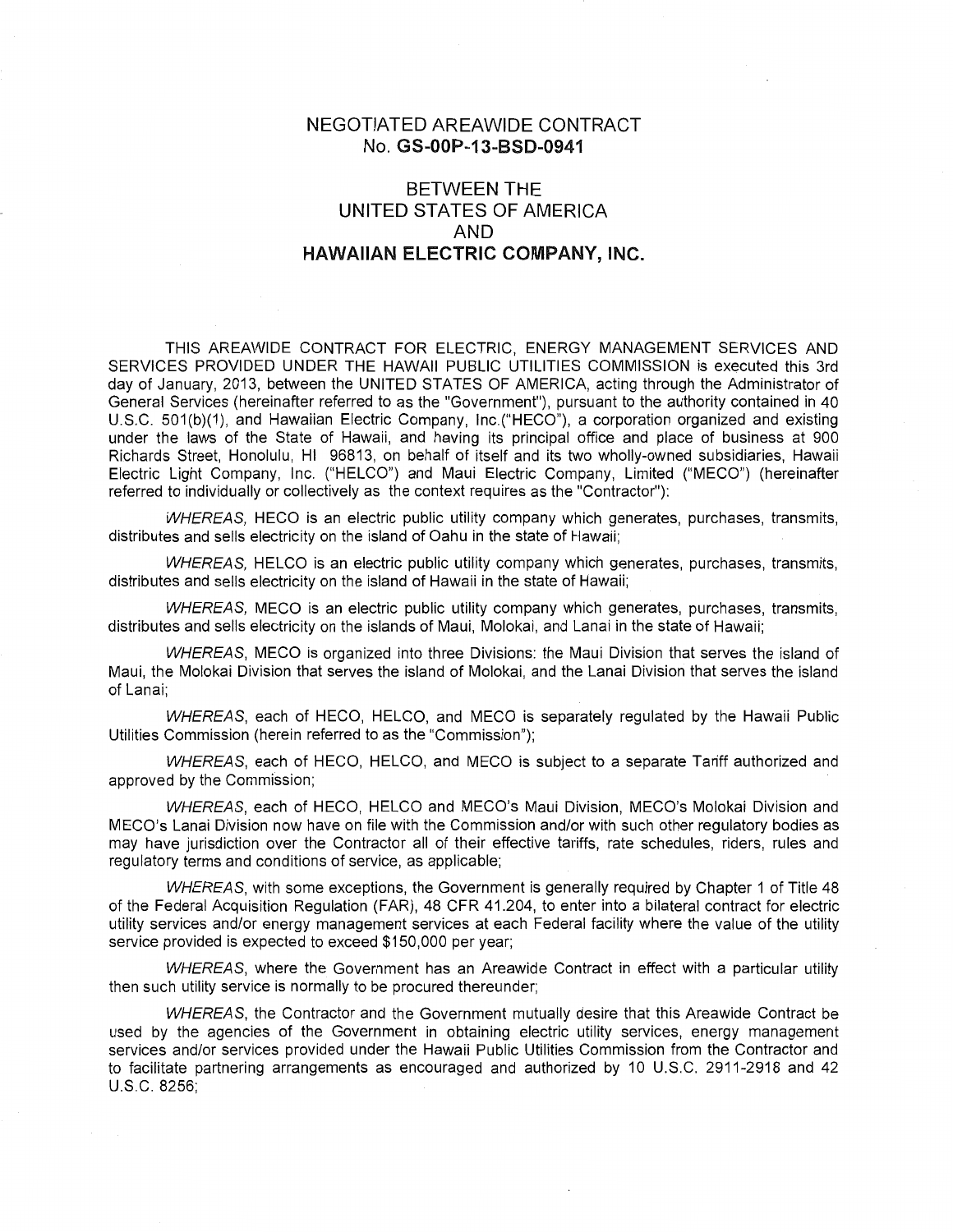# NEGOTIATED AREAWIDE CONTRACT
## No. **GS-00P-13-BSD-0941**

## BETWEEN THE
## UNITED STATES OF AMERICA
## AND
## **HAWAIIAN ELECTRIC COMPANY, INC.**

THIS AREAWIDE CONTRACT FOR ELECTRIC, ENERGY MANAGEMENT SERVICES AND SERVICES PROVIDED UNDER THE HAWAII PUBLIC UTILITIES COMMISSION is executed this 3rd day of January, 2013, between the UNITED STATES OF AMERICA, acting through the Administrator of General Services (hereinafter referred to as the "Government"), pursuant to the authority contained in 40 U.S.C. 501(b)(1), and Hawaiian Electric Company, Inc.("HECO"), a corporation organized and existing under the laws of the State of Hawaii, and having its principal office and place of business at 900 Richards Street, Honolulu, HI 96813, on behalf of itself and its two wholly-owned subsidiaries, Hawaii Electric Light Company, Inc. ("HELCO") and Maui Electric Company, Limited ("MECO") (hereinafter referred to individually or collectively as the context requires as the "Contractor"):

*WHEREAS,* HECO is an electric public utility company which generates, purchases, transmits, distributes and sells electricity on the island of Oahu in the state of Hawaii;

*WHEREAS,* HELCO is an electric public utility company which generates, purchases, transmits, distributes and sells electricity on the island of Hawaii in the state of Hawaii;

*WHEREAS,* MECO is an electric public utility company which generates, purchases, transmits, distributes and sells electricity on the islands of Maui, Molokai, and Lanai in the state of Hawaii;

*WHEREAS*, MECO is organized into three Divisions: the Maui Division that serves the island of Maui, the Molokai Division that serves the island of Molokai, and the Lanai Division that serves the island of Lanai;

*WHEREAS*, each of HECO, HELCO, and MECO is separately regulated by the Hawaii Public Utilities Commission (herein referred to as the "Commission");

*WHEREAS*, each of HECO, HELCO, and MECO is subject to a separate Tariff authorized and approved by the Commission;

*WHEREAS*, each of HECO, HELCO and MECO's Maui Division, MECO's Molokai Division and MECO's Lanai Division now have on file with the Commission and/or with such other regulatory bodies as may have jurisdiction over the Contractor all of their effective tariffs, rate schedules, riders, rules and regulatory terms and conditions of service, as applicable;

*WHEREAS*, with some exceptions, the Government is generally required by Chapter 1 of Title 48 of the Federal Acquisition Regulation (FAR), 48 CFR 41.204, to enter into a bilateral contract for electric utility services and/or energy management services at each Federal facility where the value of the utility service provided is expected to exceed $150,000 per year;

*WHEREAS*, where the Government has an Areawide Contract in effect with a particular utility then such utility service is normally to be procured thereunder;

*WHEREAS*, the Contractor and the Government mutually desire that this Areawide Contract be used by the agencies of the Government in obtaining electric utility services, energy management services and/or services provided under the Hawaii Public Utilities Commission from the Contractor and to facilitate partnering arrangements as encouraged and authorized by 10 U.S.C. 2911-2918 and 42 U.S.C. 8256;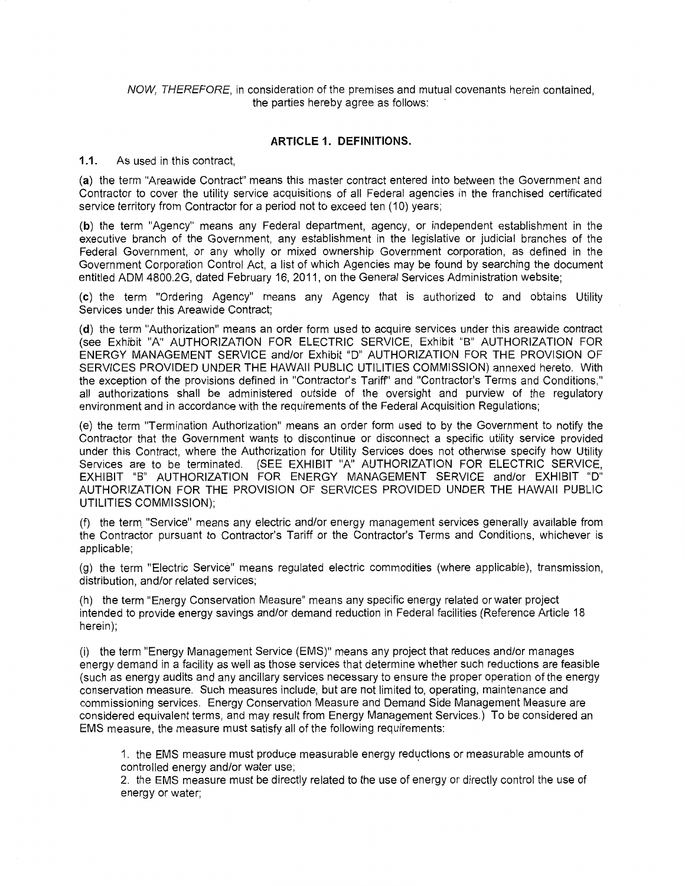*NOW, THEREFORE*, in consideration of the premises and mutual covenants herein contained, the parties hereby agree as follows:

## ARTICLE 1. DEFINITIONS.

**1.1.** As used in this contract,

(**a**) the term "Areawide Contract" means this master contract entered into between the Government and Contractor to cover the utility service acquisitions of all Federal agencies in the franchised certificated service territory from Contractor for a period not to exceed ten (10) years;

(**b**) the term "Agency" means any Federal department, agency, or independent establishment in the executive branch of the Government, any establishment in the legislative or judicial branches of the Federal Government, or any wholly or mixed ownership Government corporation, as defined in the Government Corporation Control Act, a list of which Agencies may be found by searching the document entitled ADM 4800.2G, dated February 16, 2011, on the General Services Administration website;

(**c**) the term "Ordering Agency" means any Agency that is authorized to and obtains Utility Services under this Areawide Contract;

(**d**) the term "Authorization" means an order form used to acquire services under this areawide contract (see Exhibit "A" AUTHORIZATION FOR ELECTRIC SERVICE, Exhibit "B" AUTHORIZATION FOR ENERGY MANAGEMENT SERVICE and/or Exhibit "D" AUTHORIZATION FOR THE PROVISION OF SERVICES PROVIDED UNDER THE HAWAII PUBLIC UTILITIES COMMISSION) annexed hereto. With the exception of the provisions defined in "Contractor's Tariff" and "Contractor's Terms and Conditions," all authorizations shall be administered outside of the oversight and purview of the regulatory environment and in accordance with the requirements of the Federal Acquisition Regulations;

(e) the term "Termination Authorization" means an order form used to by the Government to notify the Contractor that the Government wants to discontinue or disconnect a specific utility service provided under this Contract, where the Authorization for Utility Services does not otherwise specify how Utility Services are to be terminated. (SEE EXHIBIT "A" AUTHORIZATION FOR ELECTRIC SERVICE, EXHIBIT "B" AUTHORIZATION FOR ENERGY MANAGEMENT SERVICE and/or EXHIBIT "D" AUTHORIZATION FOR THE PROVISION OF SERVICES PROVIDED UNDER THE HAWAII PUBLIC UTILITIES COMMISSION);

(f) the term "Service" means any electric and/or energy management services generally available from the Contractor pursuant to Contractor's Tariff or the Contractor's Terms and Conditions, whichever is applicable;

(g) the term "Electric Service" means regulated electric commodities (where applicable), transmission, distribution, and/or related services;

(h) the term "Energy Conservation Measure" means any specific energy related or water project intended to provide energy savings and/or demand reduction in Federal facilities (Reference Article 18 herein);

(i) the term "Energy Management Service (EMS)" means any project that reduces and/or manages energy demand in a facility as well as those services that determine whether such reductions are feasible (such as energy audits and any ancillary services necessary to ensure the proper operation of the energy conservation measure. Such measures include, but are not limited to, operating, maintenance and commissioning services. Energy Conservation Measure and Demand Side Management Measure are considered equivalent terms, and may result from Energy Management Services.) To be considered an EMS measure, the measure must satisfy all of the following requirements:

1. the EMS measure must produce measurable energy reductions or measurable amounts of controlled energy and/or water use;
2. the EMS measure must be directly related to the use of energy or directly control the use of energy or water;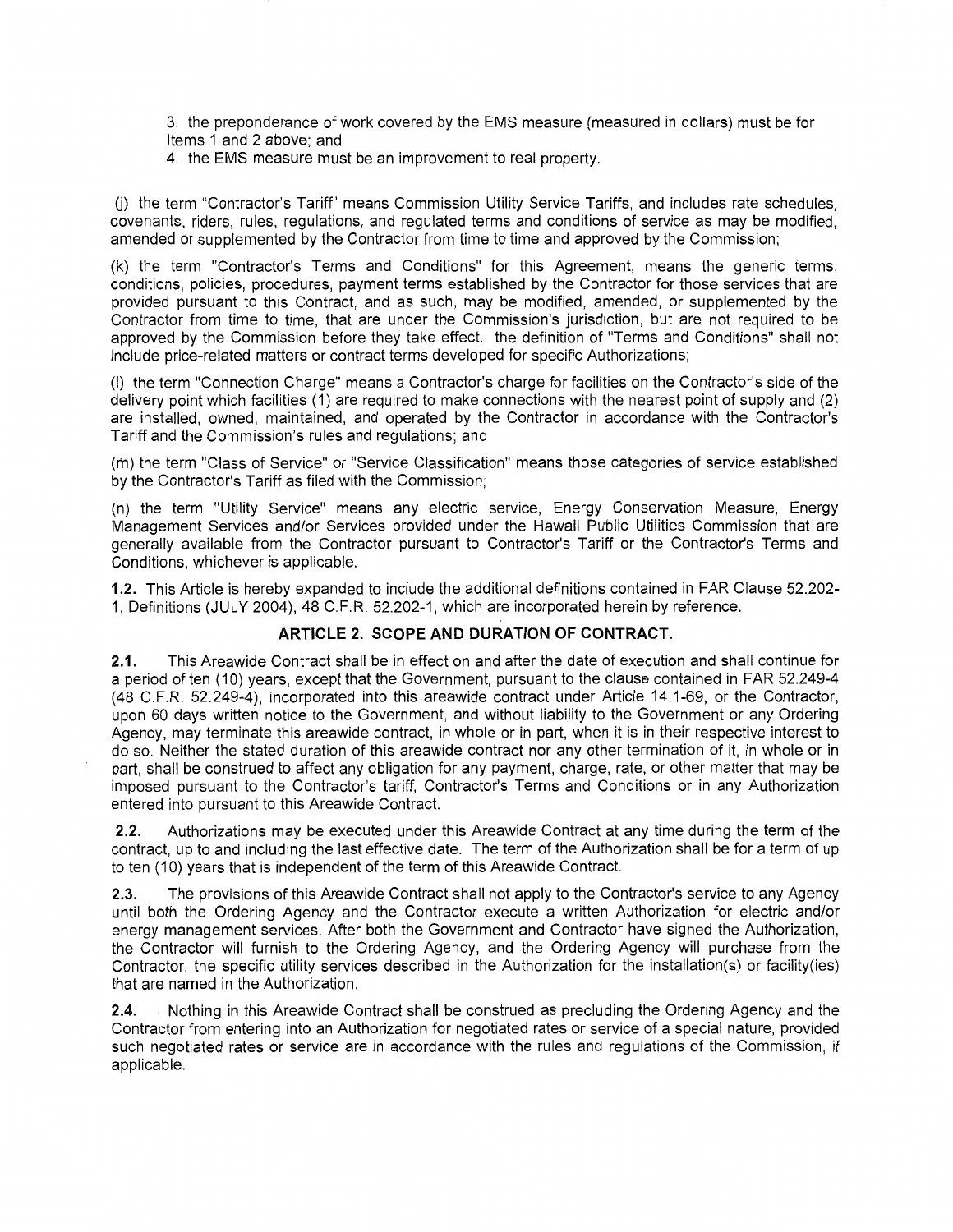3. the preponderance of work covered by the EMS measure (measured in dollars) must be for Items 1 and 2 above; and
4. the EMS measure must be an improvement to real property.

(j) the term "Contractor's Tariff" means Commission Utility Service Tariffs, and includes rate schedules, covenants, riders, rules, regulations, and regulated terms and conditions of service as may be modified, amended or supplemented by the Contractor from time to time and approved by the Commission;

(k) the term "Contractor's Terms and Conditions" for this Agreement, means the generic terms, conditions, policies, procedures, payment terms established by the Contractor for those services that are provided pursuant to this Contract, and as such, may be modified, amended, or supplemented by the Contractor from time to time, that are under the Commission's jurisdiction, but are not required to be approved by the Commission before they take effect. the definition of "Terms and Conditions" shall not include price-related matters or contract terms developed for specific Authorizations;

(l) the term "Connection Charge" means a Contractor's charge for facilities on the Contractor's side of the delivery point which facilities (1) are required to make connections with the nearest point of supply and (2) are installed, owned, maintained, and operated by the Contractor in accordance with the Contractor's Tariff and the Commission's rules and regulations; and

(m) the term "Class of Service" or "Service Classification" means those categories of service established by the Contractor's Tariff as filed with the Commission;

(n) the term "Utility Service" means any electric service, Energy Conservation Measure, Energy Management Services and/or Services provided under the Hawaii Public Utilities Commission that are generally available from the Contractor pursuant to Contractor's Tariff or the Contractor's Terms and Conditions, whichever is applicable.

**1.2.** This Article is hereby expanded to include the additional definitions contained in FAR Clause 52.202-1, Definitions (JULY 2004), 48 C.F.R. 52.202-1, which are incorporated herein by reference.

## ARTICLE 2. SCOPE AND DURATION OF CONTRACT.

**2.1.** This Areawide Contract shall be in effect on and after the date of execution and shall continue for a period of ten (10) years, except that the Government, pursuant to the clause contained in FAR 52.249-4 (48 C.F.R. 52.249-4), incorporated into this areawide contract under Article 14.1-69, or the Contractor, upon 60 days written notice to the Government, and without liability to the Government or any Ordering Agency, may terminate this areawide contract, in whole or in part, when it is in their respective interest to do so. Neither the stated duration of this areawide contract nor any other termination of it, in whole or in part, shall be construed to affect any obligation for any payment, charge, rate, or other matter that may be imposed pursuant to the Contractor's tariff, Contractor's Terms and Conditions or in any Authorization entered into pursuant to this Areawide Contract.

**2.2.** Authorizations may be executed under this Areawide Contract at any time during the term of the contract, up to and including the last effective date. The term of the Authorization shall be for a term of up to ten (10) years that is independent of the term of this Areawide Contract.

**2.3.** The provisions of this Areawide Contract shall not apply to the Contractor's service to any Agency until both the Ordering Agency and the Contractor execute a written Authorization for electric and/or energy management services. After both the Government and Contractor have signed the Authorization, the Contractor will furnish to the Ordering Agency, and the Ordering Agency will purchase from the Contractor, the specific utility services described in the Authorization for the installation(s) or facility(ies) that are named in the Authorization.

**2.4.** Nothing in this Areawide Contract shall be construed as precluding the Ordering Agency and the Contractor from entering into an Authorization for negotiated rates or service of a special nature, provided such negotiated rates or service are in accordance with the rules and regulations of the Commission, if applicable.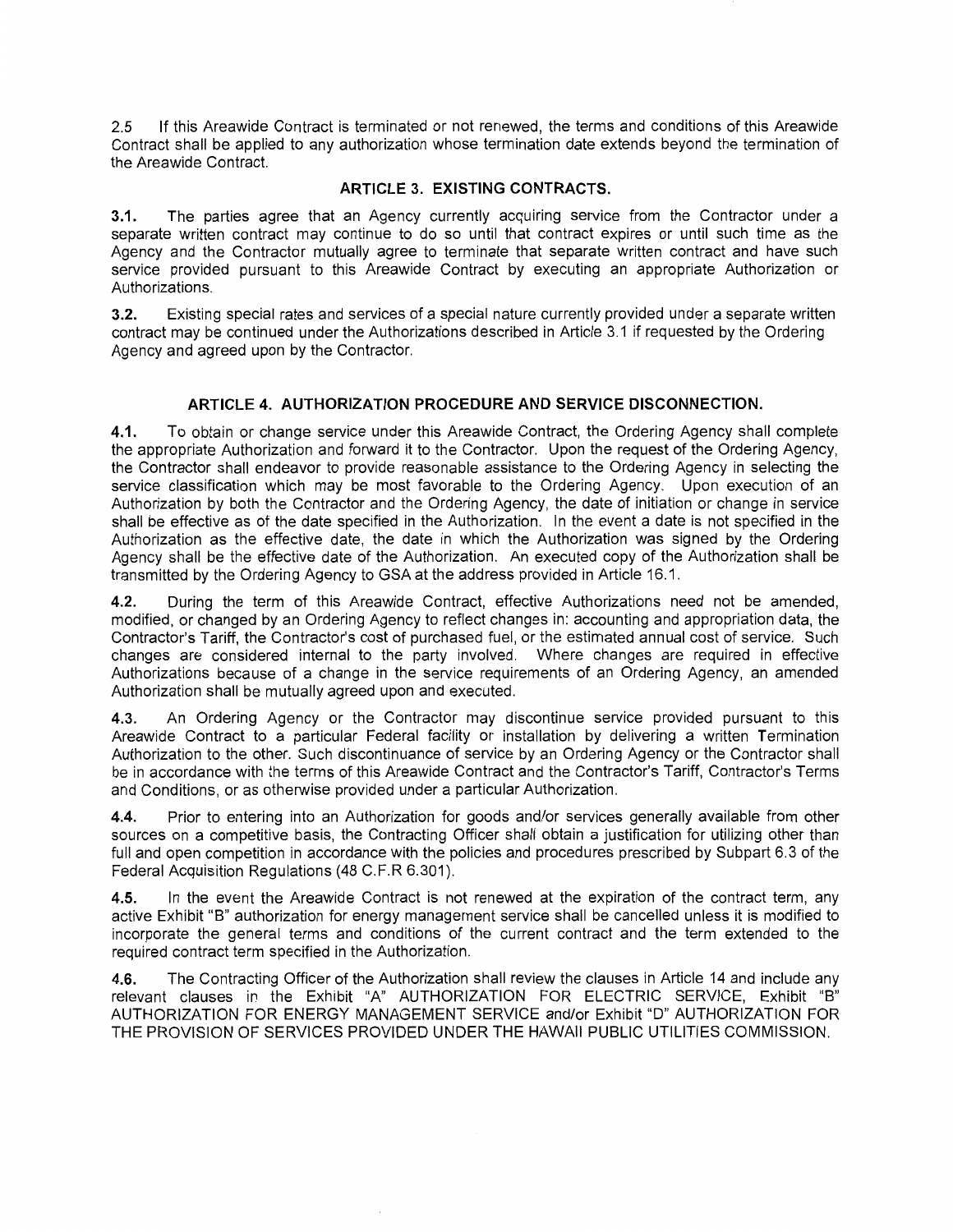2.5 If this Areawide Contract is terminated or not renewed, the terms and conditions of this Areawide Contract shall be applied to any authorization whose termination date extends beyond the termination of the Areawide Contract.

## ARTICLE 3. EXISTING CONTRACTS.

**3.1.** The parties agree that an Agency currently acquiring service from the Contractor under a separate written contract may continue to do so until that contract expires or until such time as the Agency and the Contractor mutually agree to terminate that separate written contract and have such service provided pursuant to this Areawide Contract by executing an appropriate Authorization or Authorizations.

**3.2.** Existing special rates and services of a special nature currently provided under a separate written contract may be continued under the Authorizations described in Article 3.1 if requested by the Ordering Agency and agreed upon by the Contractor.

## ARTICLE 4. AUTHORIZATION PROCEDURE AND SERVICE DISCONNECTION.

**4.1.** To obtain or change service under this Areawide Contract, the Ordering Agency shall complete the appropriate Authorization and forward it to the Contractor. Upon the request of the Ordering Agency, the Contractor shall endeavor to provide reasonable assistance to the Ordering Agency in selecting the service classification which may be most favorable to the Ordering Agency. Upon execution of an Authorization by both the Contractor and the Ordering Agency, the date of initiation or change in service shall be effective as of the date specified in the Authorization. In the event a date is not specified in the Authorization as the effective date, the date in which the Authorization was signed by the Ordering Agency shall be the effective date of the Authorization. An executed copy of the Authorization shall be transmitted by the Ordering Agency to GSA at the address provided in Article 16.1.

**4.2.** During the term of this Areawide Contract, effective Authorizations need not be amended, modified, or changed by an Ordering Agency to reflect changes in: accounting and appropriation data, the Contractor's Tariff, the Contractor's cost of purchased fuel, or the estimated annual cost of service. Such changes are considered internal to the party involved. Where changes are required in effective Authorizations because of a change in the service requirements of an Ordering Agency, an amended Authorization shall be mutually agreed upon and executed.

**4.3.** An Ordering Agency or the Contractor may discontinue service provided pursuant to this Areawide Contract to a particular Federal facility or installation by delivering a written Termination Authorization to the other. Such discontinuance of service by an Ordering Agency or the Contractor shall be in accordance with the terms of this Areawide Contract and the Contractor's Tariff, Contractor's Terms and Conditions, or as otherwise provided under a particular Authorization.

**4.4.** Prior to entering into an Authorization for goods and/or services generally available from other sources on a competitive basis, the Contracting Officer shall obtain a justification for utilizing other than full and open competition in accordance with the policies and procedures prescribed by Subpart 6.3 of the Federal Acquisition Regulations (48 C.F.R 6.301).

**4.5.** In the event the Areawide Contract is not renewed at the expiration of the contract term, any active Exhibit "B" authorization for energy management service shall be cancelled unless it is modified to incorporate the general terms and conditions of the current contract and the term extended to the required contract term specified in the Authorization.

**4.6.** The Contracting Officer of the Authorization shall review the clauses in Article 14 and include any relevant clauses in the Exhibit "A" AUTHORIZATION FOR ELECTRIC SERVICE, Exhibit "B" AUTHORIZATION FOR ENERGY MANAGEMENT SERVICE and/or Exhibit "D" AUTHORIZATION FOR THE PROVISION OF SERVICES PROVIDED UNDER THE HAWAII PUBLIC UTILITIES COMMISSION.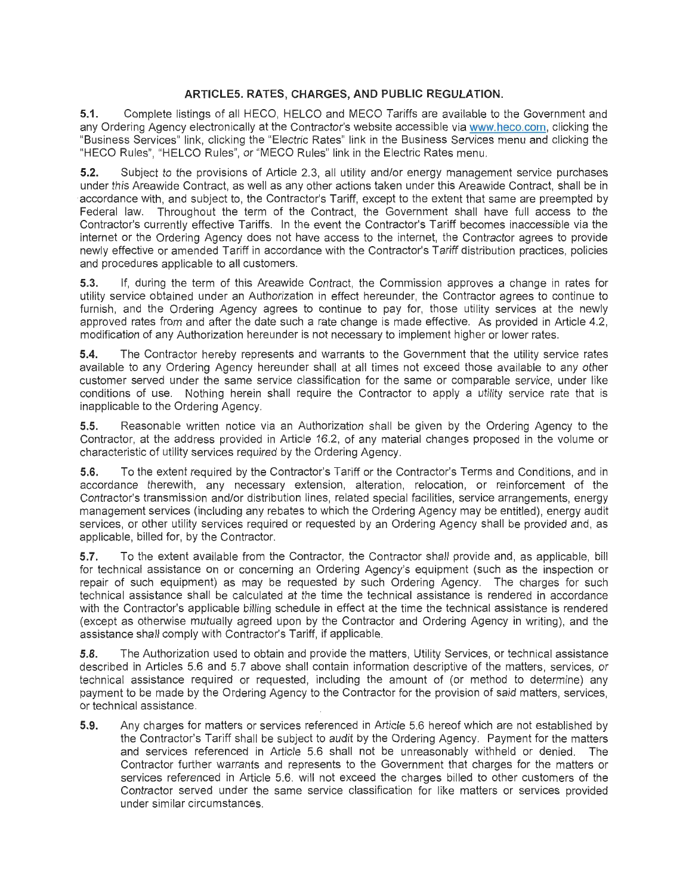## ARTICLE5. RATES, CHARGES, AND PUBLIC REGULATION.

**5.1.** Complete listings of all HECO, HELCO and MECO Tariffs are available to the Government and any Ordering Agency electronically at the Contractor's website accessible via www.heco.com, clicking the "Business Services" link, clicking the "Electric Rates" link in the Business Services menu and clicking the "HECO Rules", "HELCO Rules", or "MECO Rules" link in the Electric Rates menu.

**5.2.** Subject to the provisions of Article 2.3, all utility and/or energy management service purchases under this Areawide Contract, as well as any other actions taken under this Areawide Contract, shall be in accordance with, and subject to, the Contractor's Tariff, except to the extent that same are preempted by Federal law. Throughout the term of the Contract, the Government shall have full access to the Contractor's currently effective Tariffs. In the event the Contractor's Tariff becomes inaccessible via the internet or the Ordering Agency does not have access to the internet, the Contractor agrees to provide newly effective or amended Tariff in accordance with the Contractor's Tariff distribution practices, policies and procedures applicable to all customers.

**5.3.** If, during the term of this Areawide Contract, the Commission approves a change in rates for utility service obtained under an Authorization in effect hereunder, the Contractor agrees to continue to furnish, and the Ordering Agency agrees to continue to pay for, those utility services at the newly approved rates from and after the date such a rate change is made effective. As provided in Article 4.2, modification of any Authorization hereunder is not necessary to implement higher or lower rates.

**5.4.** The Contractor hereby represents and warrants to the Government that the utility service rates available to any Ordering Agency hereunder shall at all times not exceed those available to any other customer served under the same service classification for the same or comparable service, under like conditions of use. Nothing herein shall require the Contractor to apply a utility service rate that is inapplicable to the Ordering Agency.

**5.5.** Reasonable written notice via an Authorization shall be given by the Ordering Agency to the Contractor, at the address provided in Article 16.2, of any material changes proposed in the volume or characteristic of utility services required by the Ordering Agency.

**5.6.** To the extent required by the Contractor's Tariff or the Contractor's Terms and Conditions, and in accordance therewith, any necessary extension, alteration, relocation, or reinforcement of the Contractor's transmission and/or distribution lines, related special facilities, service arrangements, energy management services (including any rebates to which the Ordering Agency may be entitled), energy audit services, or other utility services required or requested by an Ordering Agency shall be provided and, as applicable, billed for, by the Contractor.

**5.7.** To the extent available from the Contractor, the Contractor shall provide and, as applicable, bill for technical assistance on or concerning an Ordering Agency's equipment (such as the inspection or repair of such equipment) as may be requested by such Ordering Agency. The charges for such technical assistance shall be calculated at the time the technical assistance is rendered in accordance with the Contractor's applicable billing schedule in effect at the time the technical assistance is rendered (except as otherwise mutually agreed upon by the Contractor and Ordering Agency in writing), and the assistance shall comply with Contractor's Tariff, if applicable.

**5.8.** The Authorization used to obtain and provide the matters, Utility Services, or technical assistance described in Articles 5.6 and 5.7 above shall contain information descriptive of the matters, services, or technical assistance required or requested, including the amount of (or method to determine) any payment to be made by the Ordering Agency to the Contractor for the provision of said matters, services, or technical assistance.

**5.9.** Any charges for matters or services referenced in Article 5.6 hereof which are not established by the Contractor's Tariff shall be subject to audit by the Ordering Agency. Payment for the matters and services referenced in Article 5.6 shall not be unreasonably withheld or denied. The Contractor further warrants and represents to the Government that charges for the matters or services referenced in Article 5.6. will not exceed the charges billed to other customers of the Contractor served under the same service classification for like matters or services provided under similar circumstances.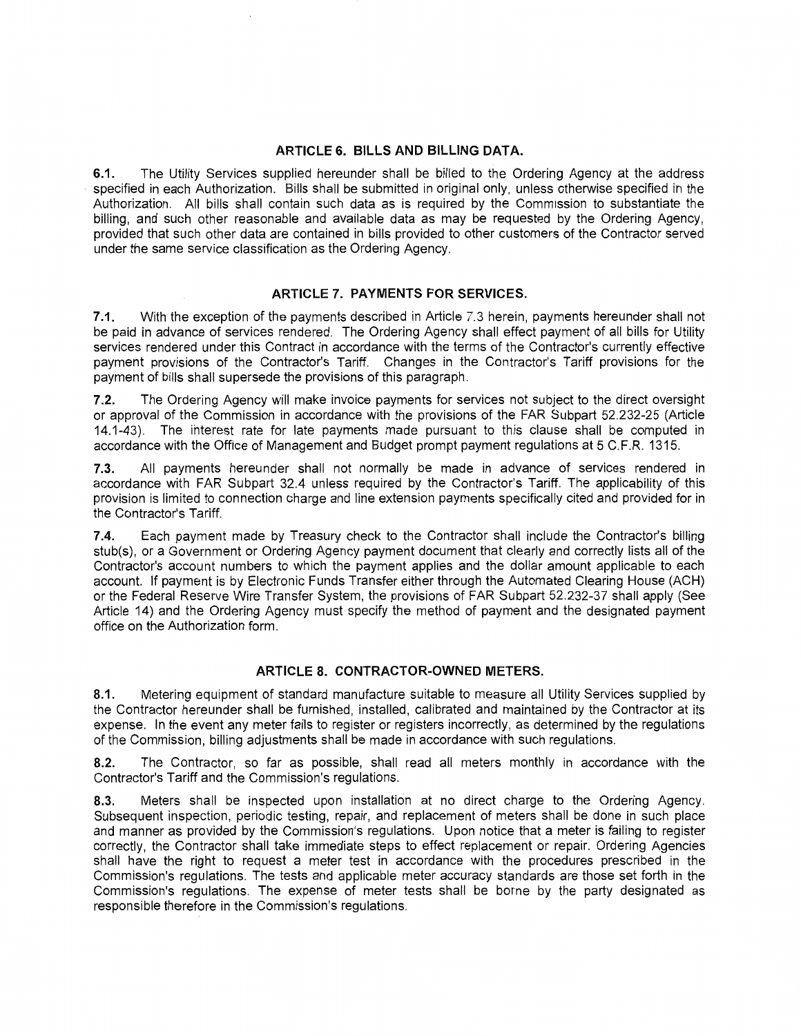## ARTICLE 6. BILLS AND BILLING DATA.

**6.1.** The Utility Services supplied hereunder shall be billed to the Ordering Agency at the address specified in each Authorization. Bills shall be submitted in original only, unless otherwise specified in the Authorization. All bills shall contain such data as is required by the Commission to substantiate the billing, and such other reasonable and available data as may be requested by the Ordering Agency, provided that such other data are contained in bills provided to other customers of the Contractor served under the same service classification as the Ordering Agency.

## ARTICLE 7. PAYMENTS FOR SERVICES.

**7.1.** With the exception of the payments described in Article 7.3 herein, payments hereunder shall not be paid in advance of services rendered. The Ordering Agency shall effect payment of all bills for Utility services rendered under this Contract in accordance with the terms of the Contractor's currently effective payment provisions of the Contractor's Tariff. Changes in the Contractor's Tariff provisions for the payment of bills shall supersede the provisions of this paragraph.

**7.2.** The Ordering Agency will make invoice payments for services not subject to the direct oversight or approval of the Commission in accordance with the provisions of the FAR Subpart 52.232-25 (Article 14.1-43). The interest rate for late payments made pursuant to this clause shall be computed in accordance with the Office of Management and Budget prompt payment regulations at 5 C.F.R. 1315.

**7.3.** All payments hereunder shall not normally be made in advance of services rendered in accordance with FAR Subpart 32.4 unless required by the Contractor's Tariff. The applicability of this provision is limited to connection charge and line extension payments specifically cited and provided for in the Contractor's Tariff.

**7.4.** Each payment made by Treasury check to the Contractor shall include the Contractor's billing stub(s), or a Government or Ordering Agency payment document that clearly and correctly lists all of the Contractor's account numbers to which the payment applies and the dollar amount applicable to each account. If payment is by Electronic Funds Transfer either through the Automated Clearing House (ACH) or the Federal Reserve Wire Transfer System, the provisions of FAR Subpart 52.232-37 shall apply (See Article 14) and the Ordering Agency must specify the method of payment and the designated payment office on the Authorization form.

## ARTICLE 8. CONTRACTOR-OWNED METERS.

**8.1.** Metering equipment of standard manufacture suitable to measure all Utility Services supplied by the Contractor hereunder shall be furnished, installed, calibrated and maintained by the Contractor at its expense. In the event any meter fails to register or registers incorrectly, as determined by the regulations of the Commission, billing adjustments shall be made in accordance with such regulations.

**8.2.** The Contractor, so far as possible, shall read all meters monthly in accordance with the Contractor's Tariff and the Commission's regulations.

**8.3.** Meters shall be inspected upon installation at no direct charge to the Ordering Agency. Subsequent inspection, periodic testing, repair, and replacement of meters shall be done in such place and manner as provided by the Commission's regulations. Upon notice that a meter is failing to register correctly, the Contractor shall take immediate steps to effect replacement or repair. Ordering Agencies shall have the right to request a meter test in accordance with the procedures prescribed in the Commission's regulations. The tests and applicable meter accuracy standards are those set forth in the Commission's regulations. The expense of meter tests shall be borne by the party designated as responsible therefore in the Commission's regulations.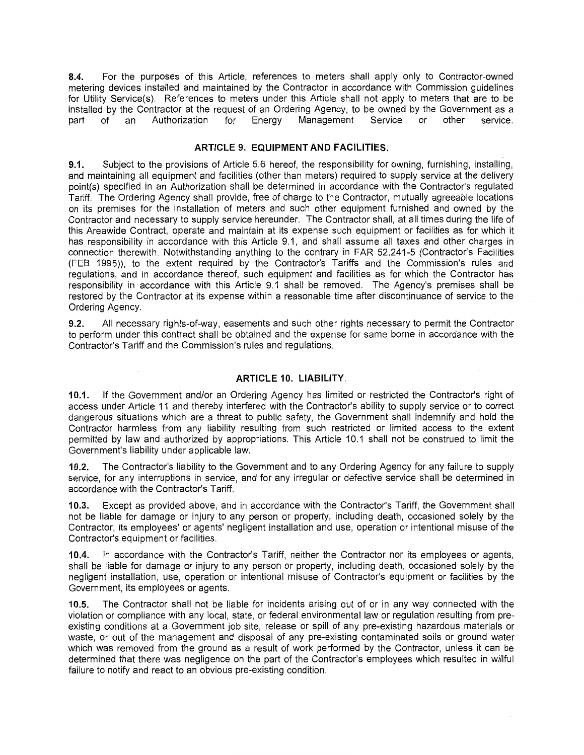**8.4.** For the purposes of this Article, references to meters shall apply only to Contractor-owned metering devices installed and maintained by the Contractor in accordance with Commission guidelines for Utility Service(s). References to meters under this Article shall not apply to meters that are to be installed by the Contractor at the request of an Ordering Agency, to be owned by the Government as a part of an Authorization for Energy Management Service or other service.

## ARTICLE 9. EQUIPMENT AND FACILITIES.

**9.1.** Subject to the provisions of Article 5.6 hereof, the responsibility for owning, furnishing, installing, and maintaining all equipment and facilities (other than meters) required to supply service at the delivery point(s) specified in an Authorization shall be determined in accordance with the Contractor's regulated Tariff. The Ordering Agency shall provide, free of charge to the Contractor, mutually agreeable locations on its premises for the installation of meters and such other equipment furnished and owned by the Contractor and necessary to supply service hereunder. The Contractor shall, at all times during the life of this Areawide Contract, operate and maintain at its expense such equipment or facilities as for which it has responsibility in accordance with this Article 9.1, and shall assume all taxes and other charges in connection therewith. Notwithstanding anything to the contrary in FAR 52.241-5 (Contractor's Facilities (FEB 1995)), to the extent required by the Contractor's Tariffs and the Commission's rules and regulations, and in accordance thereof, such equipment and facilities as for which the Contractor has responsibility in accordance with this Article 9.1 shall be removed. The Agency's premises shall be restored by the Contractor at its expense within a reasonable time after discontinuance of service to the Ordering Agency.

**9.2.** All necessary rights-of-way, easements and such other rights necessary to permit the Contractor to perform under this contract shall be obtained and the expense for same borne in accordance with the Contractor's Tariff and the Commission's rules and regulations.

## ARTICLE 10. LIABILITY.

**10.1.** If the Government and/or an Ordering Agency has limited or restricted the Contractor's right of access under Article 11 and thereby interfered with the Contractor's ability to supply service or to correct dangerous situations which are a threat to public safety, the Government shall indemnify and hold the Contractor harmless from any liability resulting from such restricted or limited access to the extent permitted by law and authorized by appropriations. This Article 10.1 shall not be construed to limit the Government's liability under applicable law.

**10.2.** The Contractor's liability to the Government and to any Ordering Agency for any failure to supply service, for any interruptions in service, and for any irregular or defective service shall be determined in accordance with the Contractor's Tariff.

**10.3.** Except as provided above, and in accordance with the Contractor's Tariff, the Government shall not be liable for damage or injury to any person or property, including death, occasioned solely by the Contractor, its employees' or agents' negligent installation and use, operation or intentional misuse of the Contractor's equipment or facilities.

**10.4.** In accordance with the Contractor's Tariff, neither the Contractor nor its employees or agents, shall be liable for damage or injury to any person or property, including death, occasioned solely by the negligent installation, use, operation or intentional misuse of Contractor's equipment or facilities by the Government, its employees or agents.

**10.5.** The Contractor shall not be liable for incidents arising out of or in any way connected with the violation or compliance with any local, state, or federal environmental law or regulation resulting from pre-existing conditions at a Government job site, release or spill of any pre-existing hazardous materials or waste, or out of the management and disposal of any pre-existing contaminated soils or ground water which was removed from the ground as a result of work performed by the Contractor, unless it can be determined that there was negligence on the part of the Contractor's employees which resulted in willful failure to notify and react to an obvious pre-existing condition.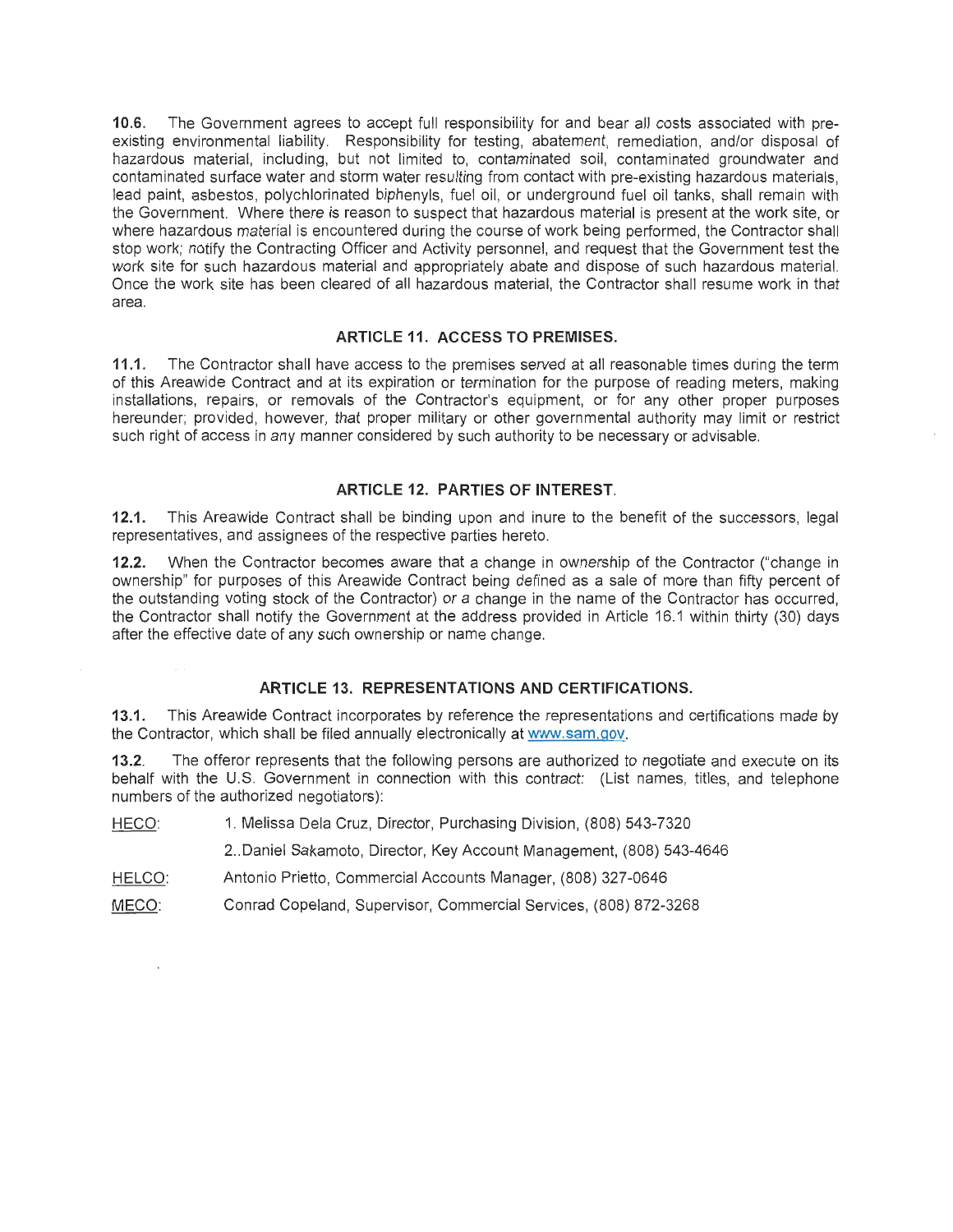**10.6.** The Government agrees to accept full responsibility for and bear all costs associated with pre-existing environmental liability. Responsibility for testing, abatement, remediation, and/or disposal of hazardous material, including, but not limited to, contaminated soil, contaminated groundwater and contaminated surface water and storm water resulting from contact with pre-existing hazardous materials, lead paint, asbestos, polychlorinated biphenyls, fuel oil, or underground fuel oil tanks, shall remain with the Government. Where there is reason to suspect that hazardous material is present at the work site, or where hazardous material is encountered during the course of work being performed, the Contractor shall stop work; notify the Contracting Officer and Activity personnel, and request that the Government test the work site for such hazardous material and appropriately abate and dispose of such hazardous material. Once the work site has been cleared of all hazardous material, the Contractor shall resume work in that area.

## ARTICLE 11. ACCESS TO PREMISES.

**11.1.** The Contractor shall have access to the premises served at all reasonable times during the term of this Areawide Contract and at its expiration or termination for the purpose of reading meters, making installations, repairs, or removals of the Contractor's equipment, or for any other proper purposes hereunder; provided, however, that proper military or other governmental authority may limit or restrict such right of access in any manner considered by such authority to be necessary or advisable.

## ARTICLE 12. PARTIES OF INTEREST.

**12.1.** This Areawide Contract shall be binding upon and inure to the benefit of the successors, legal representatives, and assignees of the respective parties hereto.

**12.2.** When the Contractor becomes aware that a change in ownership of the Contractor ("change in ownership" for purposes of this Areawide Contract being defined as a sale of more than fifty percent of the outstanding voting stock of the Contractor) or a change in the name of the Contractor has occurred, the Contractor shall notify the Government at the address provided in Article 16.1 within thirty (30) days after the effective date of any such ownership or name change.

## ARTICLE 13. REPRESENTATIONS AND CERTIFICATIONS.

**13.1.** This Areawide Contract incorporates by reference the representations and certifications made by the Contractor, which shall be filed annually electronically at www.sam.gov.

**13.2.** The offeror represents that the following persons are authorized to negotiate and execute on its behalf with the U.S. Government in connection with this contract: (List names, titles, and telephone numbers of the authorized negotiators):

HECO: 1. Melissa Dela Cruz, Director, Purchasing Division, (808) 543-7320

2.. Daniel Sakamoto, Director, Key Account Management, (808) 543-4646

HELCO: Antonio Prietto, Commercial Accounts Manager, (808) 327-0646

MECO: Conrad Copeland, Supervisor, Commercial Services, (808) 872-3268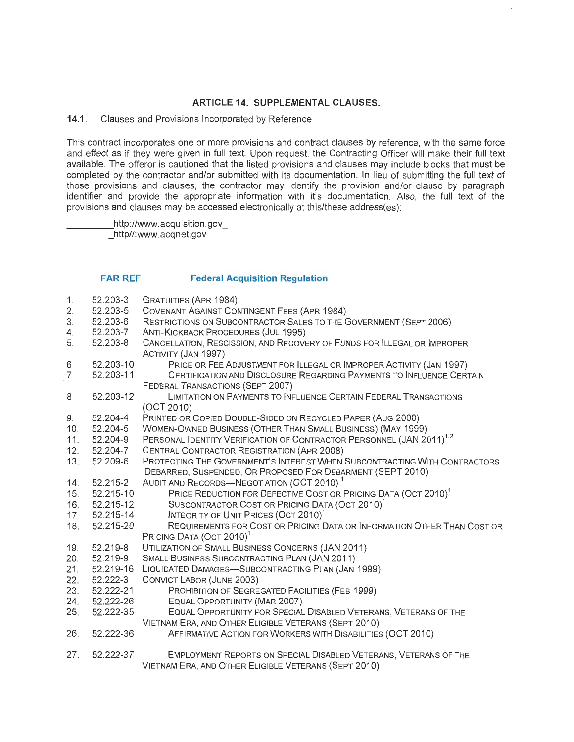## ARTICLE 14. SUPPLEMENTAL CLAUSES.

**14.1.** Clauses and Provisions Incorporated by Reference.

This contract incorporates one or more provisions and contract clauses by reference, with the same force and effect as if they were given in full text. Upon request, the Contracting Officer will make their full text available. The offeror is cautioned that the listed provisions and clauses may include blocks that must be completed by the contractor and/or submitted with its documentation. In lieu of submitting the full text of those provisions and clauses, the contractor may identify the provision and/or clause by paragraph identifier and provide the appropriate information with it's documentation. Also, the full text of the provisions and clauses may be accessed electronically at this/these address(es):

_________http://www.acquisition.gov_
_http//:www.acqnet.gov

| | FAR REF | Federal Acquisition Regulation |
|---|---|---|
| 1. | 52.203-3 | GRATUITIES (APR 1984) |
| 2. | 52.203-5 | COVENANT AGAINST CONTINGENT FEES (APR 1984) |
| 3. | 52.203-6 | RESTRICTIONS ON SUBCONTRACTOR SALES TO THE GOVERNMENT (SEPT 2006) |
| 4. | 52.203-7 | ANTI-KICKBACK PROCEDURES (JUL 1995) |
| 5. | 52.203-8 | CANCELLATION, RESCISSION, AND RECOVERY OF FUNDS FOR ILLEGAL OR IMPROPER ACTIVITY (JAN 1997) |
| 6. | 52.203-10 | PRICE OR FEE ADJUSTMENT FOR ILLEGAL OR IMPROPER ACTIVITY (JAN 1997) |
| 7. | 52.203-11 | CERTIFICATION AND DISCLOSURE REGARDING PAYMENTS TO INFLUENCE CERTAIN FEDERAL TRANSACTIONS (SEPT 2007) |
| 8 | 52.203-12 | LIMITATION ON PAYMENTS TO INFLUENCE CERTAIN FEDERAL TRANSACTIONS (OCT 2010) |
| 9. | 52.204-4 | PRINTED OR COPIED DOUBLE-SIDED ON RECYCLED PAPER (AUG 2000) |
| 10. | 52.204-5 | WOMEN-OWNED BUSINESS (OTHER THAN SMALL BUSINESS) (MAY 1999) |
| 11. | 52.204-9 | PERSONAL IDENTITY VERIFICATION OF CONTRACTOR PERSONNEL (JAN 2011)[1,2] |
| 12. | 52.204-7 | CENTRAL CONTRACTOR REGISTRATION (APR 2008) |
| 13. | 52.209-6 | PROTECTING THE GOVERNMENT'S INTEREST WHEN SUBCONTRACTING WITH CONTRACTORS DEBARRED, SUSPENDED, OR PROPOSED FOR DEBARMENT (SEPT 2010) |
| 14. | 52.215-2 | AUDIT AND RECORDS—NEGOTIATION (OCT 2010) [1] |
| 15. | 52.215-10 | PRICE REDUCTION FOR DEFECTIVE COST OR PRICING DATA (OCT 2010)[1] |
| 16. | 52.215-12 | SUBCONTRACTOR COST OR PRICING DATA (OCT 2010)[1] |
| 17 | 52.215-14 | INTEGRITY OF UNIT PRICES (OCT 2010)[1] |
| 18. | 52.215-20 | REQUIREMENTS FOR COST OR PRICING DATA OR INFORMATION OTHER THAN COST OR PRICING DATA (OCT 2010)[1] |
| 19. | 52.219-8 | UTILIZATION OF SMALL BUSINESS CONCERNS (JAN 2011) |
| 20. | 52.219-9 | SMALL BUSINESS SUBCONTRACTING PLAN (JAN 2011) |
| 21. | 52.219-16 | LIQUIDATED DAMAGES—SUBCONTRACTING PLAN (JAN 1999) |
| 22. | 52.222-3 | CONVICT LABOR (JUNE 2003) |
| 23. | 52.222-21 | PROHIBITION OF SEGREGATED FACILITIES (FEB 1999) |
| 24. | 52.222-26 | EQUAL OPPORTUNITY (MAR 2007) |
| 25. | 52.222-35 | EQUAL OPPORTUNITY FOR SPECIAL DISABLED VETERANS, VETERANS OF THE VIETNAM ERA, AND OTHER ELIGIBLE VETERANS (SEPT 2010) |
| 26. | 52.222-36 | AFFIRMATIVE ACTION FOR WORKERS WITH DISABILITIES (OCT 2010) |
| 27. | 52.222-37 | EMPLOYMENT REPORTS ON SPECIAL DISABLED VETERANS, VETERANS OF THE VIETNAM ERA, AND OTHER ELIGIBLE VETERANS (SEPT 2010) |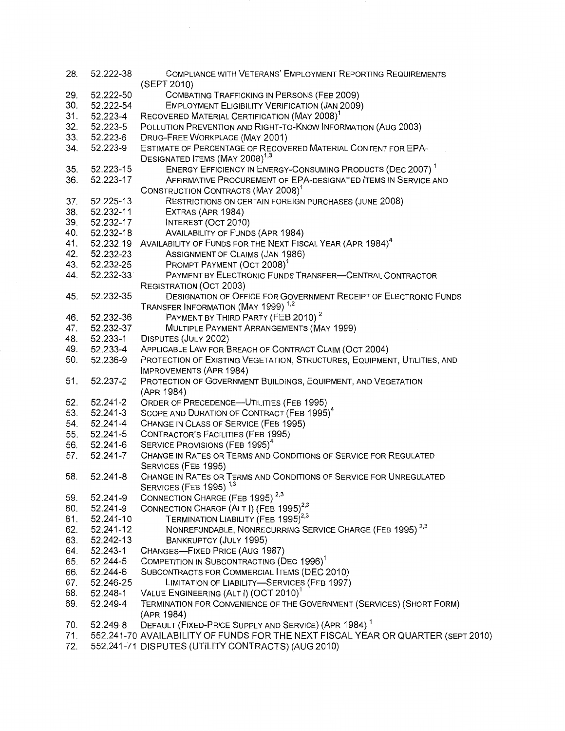28. 52.222-38 COMPLIANCE WITH VETERANS' EMPLOYMENT REPORTING REQUIREMENTS (SEPT 2010)
29. 52.222-50 COMBATING TRAFFICKING IN PERSONS (FEB 2009)
30. 52.222-54 EMPLOYMENT ELIGIBILITY VERIFICATION (JAN 2009)
31. 52.223-4 RECOVERED MATERIAL CERTIFICATION (MAY 2008)[1]
32. 52.223-5 POLLUTION PREVENTION AND RIGHT-TO-KNOW INFORMATION (AUG 2003)
33. 52.223-6 DRUG-FREE WORKPLACE (MAY 2001)
34. 52.223-9 ESTIMATE OF PERCENTAGE OF RECOVERED MATERIAL CONTENT FOR EPA-DESIGNATED ITEMS (MAY 2008)[1,3]
35. 52.223-15 ENERGY EFFICIENCY IN ENERGY-CONSUMING PRODUCTS (DEC 2007)[1]
36. 52.223-17 AFFIRMATIVE PROCUREMENT OF EPA-DESIGNATED ITEMS IN SERVICE AND CONSTRUCTION CONTRACTS (MAY 2008)[1]
37. 52.225-13 RESTRICTIONS ON CERTAIN FOREIGN PURCHASES (JUNE 2008)
38. 52.232-11 EXTRAS (APR 1984)
39. 52.232-17 INTEREST (OCT 2010)
40. 52.232-18 AVAILABILITY OF FUNDS (APR 1984)
41. 52.232.19 AVAILABILITY OF FUNDS FOR THE NEXT FISCAL YEAR (APR 1984)[4]
42. 52.232-23 ASSIGNMENT OF CLAIMS (JAN 1986)
43. 52.232-25 PROMPT PAYMENT (OCT 2008)[1]
44. 52.232-33 PAYMENT BY ELECTRONIC FUNDS TRANSFER—CENTRAL CONTRACTOR REGISTRATION (OCT 2003)
45. 52.232-35 DESIGNATION OF OFFICE FOR GOVERNMENT RECEIPT OF ELECTRONIC FUNDS TRANSFER INFORMATION (MAY 1999)[1,2]
46. 52.232-36 PAYMENT BY THIRD PARTY (FEB 2010)[2]
47. 52.232-37 MULTIPLE PAYMENT ARRANGEMENTS (MAY 1999)
48. 52.233-1 DISPUTES (JULY 2002)
49. 52.233-4 APPLICABLE LAW FOR BREACH OF CONTRACT CLAIM (OCT 2004)
50. 52.236-9 PROTECTION OF EXISTING VEGETATION, STRUCTURES, EQUIPMENT, UTILITIES, AND IMPROVEMENTS (APR 1984)
51. 52.237-2 PROTECTION OF GOVERNMENT BUILDINGS, EQUIPMENT, AND VEGETATION (APR 1984)
52. 52.241-2 ORDER OF PRECEDENCE—UTILITIES (FEB 1995)
53. 52.241-3 SCOPE AND DURATION OF CONTRACT (FEB 1995)[4]
54. 52.241-4 CHANGE IN CLASS OF SERVICE (FEB 1995)
55. 52.241-5 CONTRACTOR'S FACILITIES (FEB 1995)
56. 52.241-6 SERVICE PROVISIONS (FEB 1995)[4]
57. 52.241-7 CHANGE IN RATES OR TERMS AND CONDITIONS OF SERVICE FOR REGULATED SERVICES (FEB 1995)
58. 52.241-8 CHANGE IN RATES OR TERMS AND CONDITIONS OF SERVICE FOR UNREGULATED SERVICES (FEB 1995)[1,3]
59. 52.241-9 CONNECTION CHARGE (FEB 1995)[2,3]
60. 52.241-9 CONNECTION CHARGE (ALT I) (FEB 1995)[2,3]
61. 52.241-10 TERMINATION LIABILITY (FEB 1995)[2,3]
62. 52.241-12 NONREFUNDABLE, NONRECURRING SERVICE CHARGE (FEB 1995)[2,3]
63. 52.242-13 BANKRUPTCY (JULY 1995)
64. 52.243-1 CHANGES—FIXED PRICE (AUG 1987)
65. 52.244-5 COMPETITION IN SUBCONTRACTING (DEC 1996)[1]
66. 52.244-6 SUBCONTRACTS FOR COMMERCIAL ITEMS (DEC 2010)
67. 52.246-25 LIMITATION OF LIABILITY—SERVICES (FEB 1997)
68. 52.248-1 VALUE ENGINEERING (ALT I) (OCT 2010)[1]
69. 52.249-4 TERMINATION FOR CONVENIENCE OF THE GOVERNMENT (SERVICES) (SHORT FORM) (APR 1984)
70. 52.249-8 DEFAULT (FIXED-PRICE SUPPLY AND SERVICE) (APR 1984)[1]
71. 552.241-70 AVAILABILITY OF FUNDS FOR THE NEXT FISCAL YEAR OR QUARTER (SEPT 2010)
72. 552.241-71 DISPUTES (UTILITY CONTRACTS) (AUG 2010)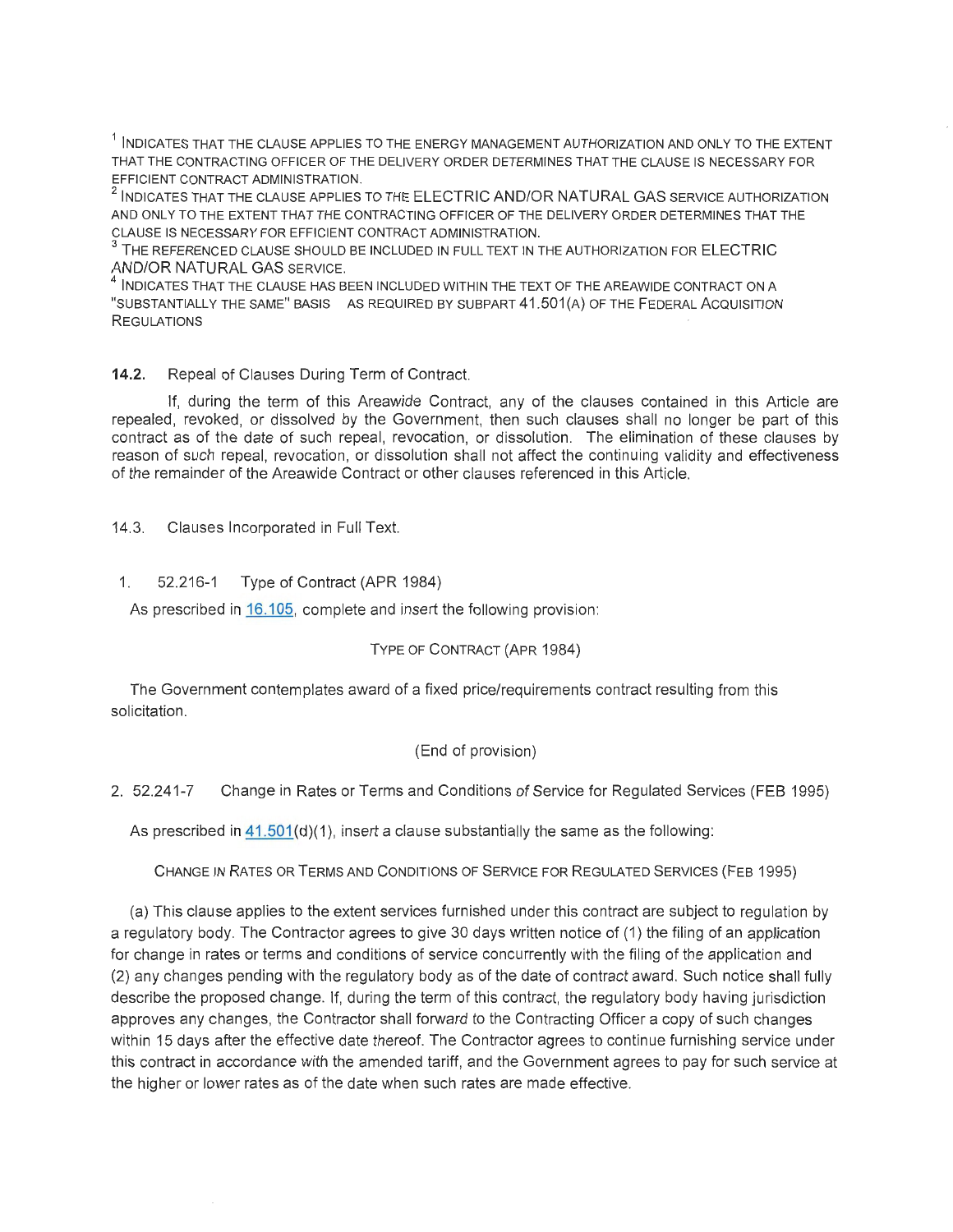[1] INDICATES THAT THE CLAUSE APPLIES TO THE ENERGY MANAGEMENT AUTHORIZATION AND ONLY TO THE EXTENT THAT THE CONTRACTING OFFICER OF THE DELIVERY ORDER DETERMINES THAT THE CLAUSE IS NECESSARY FOR EFFICIENT CONTRACT ADMINISTRATION.
[2] INDICATES THAT THE CLAUSE APPLIES TO THE ELECTRIC AND/OR NATURAL GAS SERVICE AUTHORIZATION AND ONLY TO THE EXTENT THAT THE CONTRACTING OFFICER OF THE DELIVERY ORDER DETERMINES THAT THE CLAUSE IS NECESSARY FOR EFFICIENT CONTRACT ADMINISTRATION.
[3] THE REFERENCED CLAUSE SHOULD BE INCLUDED IN FULL TEXT IN THE AUTHORIZATION FOR ELECTRIC AND/OR NATURAL GAS SERVICE.
[4] INDICATES THAT THE CLAUSE HAS BEEN INCLUDED WITHIN THE TEXT OF THE AREAWIDE CONTRACT ON A "SUBSTANTIALLY THE SAME" BASIS AS REQUIRED BY SUBPART 41.501(A) OF THE FEDERAL ACQUISITION REGULATIONS

**14.2.** Repeal of Clauses During Term of Contract.

If, during the term of this Areawide Contract, any of the clauses contained in this Article are repealed, revoked, or dissolved by the Government, then such clauses shall no longer be part of this contract as of the date of such repeal, revocation, or dissolution. The elimination of these clauses by reason of such repeal, revocation, or dissolution shall not affect the continuing validity and effectiveness of the remainder of the Areawide Contract or other clauses referenced in this Article.

14.3. Clauses Incorporated in Full Text.

1. 52.216-1 Type of Contract (APR 1984)

As prescribed in 16.105, complete and insert the following provision:

TYPE OF CONTRACT (APR 1984)

The Government contemplates award of a fixed price/requirements contract resulting from this solicitation.

(End of provision)

2. 52.241-7 Change in Rates or Terms and Conditions of Service for Regulated Services (FEB 1995)

As prescribed in 41.501(d)(1), insert a clause substantially the same as the following:

CHANGE IN RATES OR TERMS AND CONDITIONS OF SERVICE FOR REGULATED SERVICES (FEB 1995)

(a) This clause applies to the extent services furnished under this contract are subject to regulation by a regulatory body. The Contractor agrees to give 30 days written notice of (1) the filing of an application for change in rates or terms and conditions of service concurrently with the filing of the application and (2) any changes pending with the regulatory body as of the date of contract award. Such notice shall fully describe the proposed change. If, during the term of this contract, the regulatory body having jurisdiction approves any changes, the Contractor shall forward to the Contracting Officer a copy of such changes within 15 days after the effective date thereof. The Contractor agrees to continue furnishing service under this contract in accordance with the amended tariff, and the Government agrees to pay for such service at the higher or lower rates as of the date when such rates are made effective.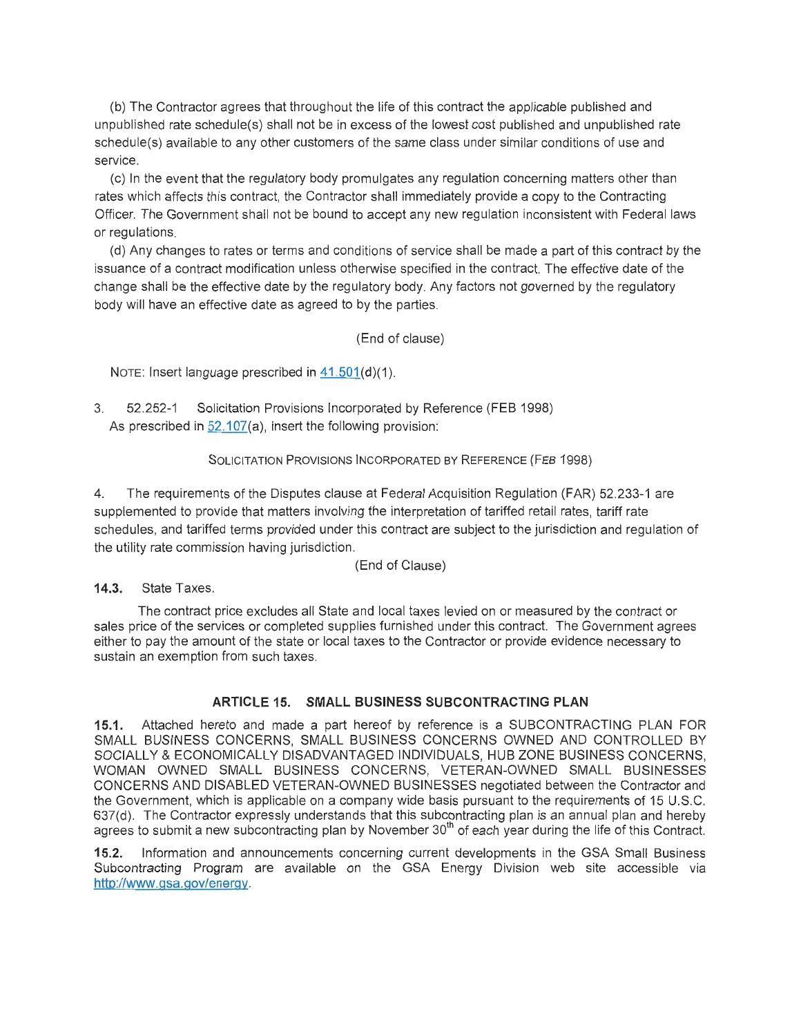(b) The Contractor agrees that throughout the life of this contract the applicable published and unpublished rate schedule(s) shall not be in excess of the lowest cost published and unpublished rate schedule(s) available to any other customers of the same class under similar conditions of use and service.

(c) In the event that the regulatory body promulgates any regulation concerning matters other than rates which affects this contract, the Contractor shall immediately provide a copy to the Contracting Officer. The Government shall not be bound to accept any new regulation inconsistent with Federal laws or regulations.

(d) Any changes to rates or terms and conditions of service shall be made a part of this contract by the issuance of a contract modification unless otherwise specified in the contract. The effective date of the change shall be the effective date by the regulatory body. Any factors not governed by the regulatory body will have an effective date as agreed to by the parties.

(End of clause)

NOTE: Insert language prescribed in 41.501(d)(1).

3. 52.252-1 Solicitation Provisions Incorporated by Reference (FEB 1998)
As prescribed in 52.107(a), insert the following provision:

SOLICITATION PROVISIONS INCORPORATED BY REFERENCE (FEB 1998)

4. The requirements of the Disputes clause at Federal Acquisition Regulation (FAR) 52.233-1 are supplemented to provide that matters involving the interpretation of tariffed retail rates, tariff rate schedules, and tariffed terms provided under this contract are subject to the jurisdiction and regulation of the utility rate commission having jurisdiction.

(End of Clause)

**14.3.** State Taxes.

The contract price excludes all State and local taxes levied on or measured by the contract or sales price of the services or completed supplies furnished under this contract. The Government agrees either to pay the amount of the state or local taxes to the Contractor or provide evidence necessary to sustain an exemption from such taxes.

## ARTICLE 15. SMALL BUSINESS SUBCONTRACTING PLAN

**15.1.** Attached hereto and made a part hereof by reference is a SUBCONTRACTING PLAN FOR SMALL BUSINESS CONCERNS, SMALL BUSINESS CONCERNS OWNED AND CONTROLLED BY SOCIALLY & ECONOMICALLY DISADVANTAGED INDIVIDUALS, HUB ZONE BUSINESS CONCERNS, WOMAN OWNED SMALL BUSINESS CONCERNS, VETERAN-OWNED SMALL BUSINESSES CONCERNS AND DISABLED VETERAN-OWNED BUSINESSES negotiated between the Contractor and the Government, which is applicable on a company wide basis pursuant to the requirements of 15 U.S.C. 637(d). The Contractor expressly understands that this subcontracting plan is an annual plan and hereby agrees to submit a new subcontracting plan by November 30th of each year during the life of this Contract.

**15.2.** Information and announcements concerning current developments in the GSA Small Business Subcontracting Program are available on the GSA Energy Division web site accessible via http://www.gsa.gov/energy.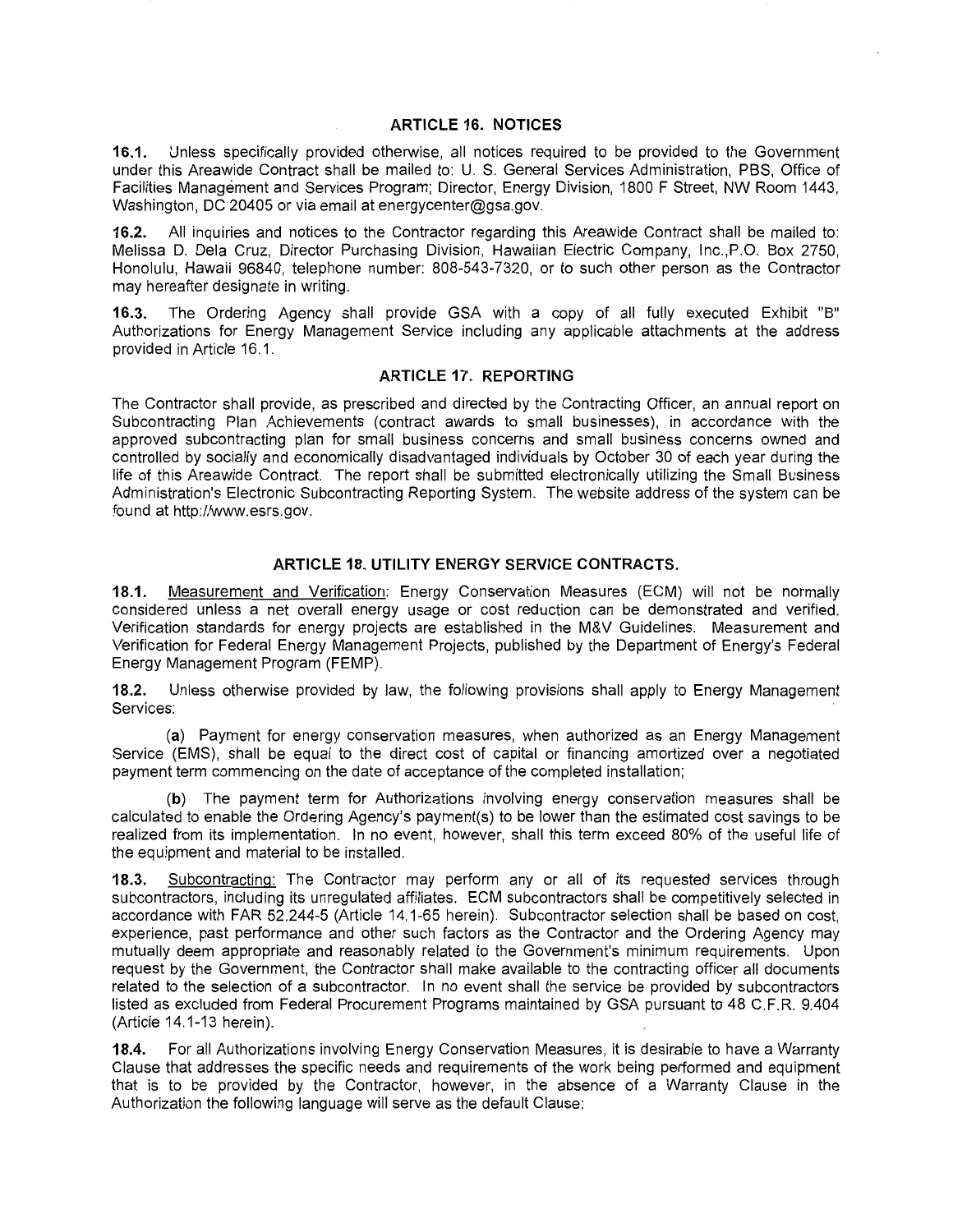## ARTICLE 16. NOTICES

**16.1.** Unless specifically provided otherwise, all notices required to be provided to the Government under this Areawide Contract shall be mailed to: U. S. General Services Administration, PBS, Office of Facilities Management and Services Program; Director, Energy Division, 1800 F Street, NW Room 1443, Washington, DC 20405 or via email at energycenter@gsa.gov.

**16.2.** All inquiries and notices to the Contractor regarding this Areawide Contract shall be mailed to: Melissa D. Dela Cruz, Director Purchasing Division, Hawaiian Electric Company, Inc.,P.O. Box 2750, Honolulu, Hawaii 96840, telephone number: 808-543-7320, or to such other person as the Contractor may hereafter designate in writing.

**16.3.** The Ordering Agency shall provide GSA with a copy of all fully executed Exhibit "B" Authorizations for Energy Management Service including any applicable attachments at the address provided in Article 16.1.

## ARTICLE 17. REPORTING

The Contractor shall provide, as prescribed and directed by the Contracting Officer, an annual report on Subcontracting Plan Achievements (contract awards to small businesses), in accordance with the approved subcontracting plan for small business concerns and small business concerns owned and controlled by socially and economically disadvantaged individuals by October 30 of each year during the life of this Areawide Contract. The report shall be submitted electronically utilizing the Small Business Administration's Electronic Subcontracting Reporting System. The website address of the system can be found at http://www.esrs.gov.

## ARTICLE 18. UTILITY ENERGY SERVICE CONTRACTS.

**18.1.** Measurement and Verification: Energy Conservation Measures (ECM) will not be normally considered unless a net overall energy usage or cost reduction can be demonstrated and verified. Verification standards for energy projects are established in the M&V Guidelines: Measurement and Verification for Federal Energy Management Projects, published by the Department of Energy's Federal Energy Management Program (FEMP).

**18.2.** Unless otherwise provided by law, the following provisions shall apply to Energy Management Services:

(**a**) Payment for energy conservation measures, when authorized as an Energy Management Service (EMS), shall be equal to the direct cost of capital or financing amortized over a negotiated payment term commencing on the date of acceptance of the completed installation;

(**b**) The payment term for Authorizations involving energy conservation measures shall be calculated to enable the Ordering Agency's payment(s) to be lower than the estimated cost savings to be realized from its implementation. In no event, however, shall this term exceed 80% of the useful life of the equipment and material to be installed.

**18.3.** Subcontracting: The Contractor may perform any or all of its requested services through subcontractors, including its unregulated affiliates. ECM subcontractors shall be competitively selected in accordance with FAR 52.244-5 (Article 14.1-65 herein). Subcontractor selection shall be based on cost, experience, past performance and other such factors as the Contractor and the Ordering Agency may mutually deem appropriate and reasonably related to the Government's minimum requirements. Upon request by the Government, the Contractor shall make available to the contracting officer all documents related to the selection of a subcontractor. In no event shall the service be provided by subcontractors listed as excluded from Federal Procurement Programs maintained by GSA pursuant to 48 C.F.R. 9.404 (Article 14.1-13 herein).

**18.4.** For all Authorizations involving Energy Conservation Measures, it is desirable to have a Warranty Clause that addresses the specific needs and requirements of the work being performed and equipment that is to be provided by the Contractor, however, in the absence of a Warranty Clause in the Authorization the following language will serve as the default Clause: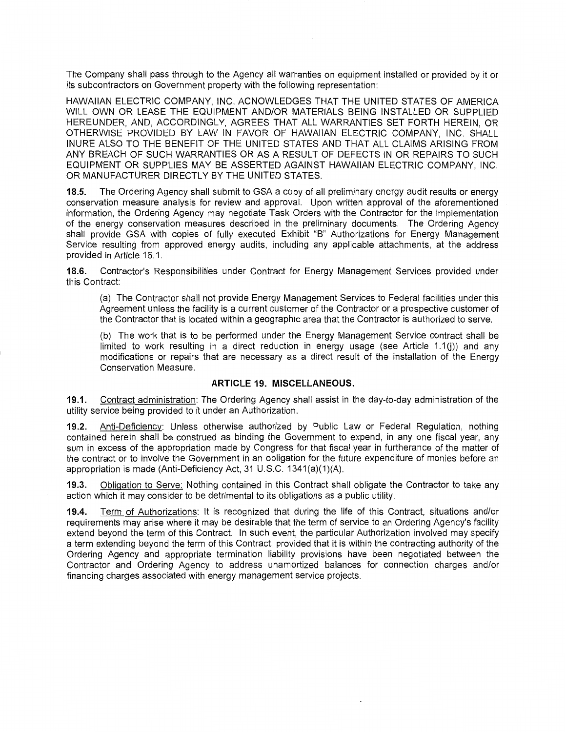The Company shall pass through to the Agency all warranties on equipment installed or provided by it or its subcontractors on Government property with the following representation:

HAWAIIAN ELECTRIC COMPANY, INC. ACNOWLEDGES THAT THE UNITED STATES OF AMERICA WILL OWN OR LEASE THE EQUIPMENT AND/OR MATERIALS BEING INSTALLED OR SUPPLIED HEREUNDER, AND, ACCORDINGLY, AGREES THAT ALL WARRANTIES SET FORTH HEREIN, OR OTHERWISE PROVIDED BY LAW IN FAVOR OF HAWAIIAN ELECTRIC COMPANY, INC. SHALL INURE ALSO TO THE BENEFIT OF THE UNITED STATES AND THAT ALL CLAIMS ARISING FROM ANY BREACH OF SUCH WARRANTIES OR AS A RESULT OF DEFECTS IN OR REPAIRS TO SUCH EQUIPMENT OR SUPPLIES MAY BE ASSERTED AGAINST HAWAIIAN ELECTRIC COMPANY, INC. OR MANUFACTURER DIRECTLY BY THE UNITED STATES.

**18.5.** The Ordering Agency shall submit to GSA a copy of all preliminary energy audit results or energy conservation measure analysis for review and approval. Upon written approval of the aforementioned information, the Ordering Agency may negotiate Task Orders with the Contractor for the implementation of the energy conservation measures described in the preliminary documents. The Ordering Agency shall provide GSA with copies of fully executed Exhibit "B" Authorizations for Energy Management Service resulting from approved energy audits, including any applicable attachments, at the address provided in Article 16.1.

**18.6.** Contractor's Responsibilities under Contract for Energy Management Services provided under this Contract:

(a) The Contractor shall not provide Energy Management Services to Federal facilities under this Agreement unless the facility is a current customer of the Contractor or a prospective customer of the Contractor that is located within a geographic area that the Contractor is authorized to serve.

(b) The work that is to be performed under the Energy Management Service contract shall be limited to work resulting in a direct reduction in energy usage (see Article 1.1(j)) and any modifications or repairs that are necessary as a direct result of the installation of the Energy Conservation Measure.

## ARTICLE 19. MISCELLANEOUS.

**19.1.** Contract administration: The Ordering Agency shall assist in the day-to-day administration of the utility service being provided to it under an Authorization.

**19.2.** Anti-Deficiency: Unless otherwise authorized by Public Law or Federal Regulation, nothing contained herein shall be construed as binding the Government to expend, in any one fiscal year, any sum in excess of the appropriation made by Congress for that fiscal year in furtherance of the matter of the contract or to involve the Government in an obligation for the future expenditure of monies before an appropriation is made (Anti-Deficiency Act, 31 U.S.C. 1341(a)(1)(A).

**19.3.** Obligation to Serve: Nothing contained in this Contract shall obligate the Contractor to take any action which it may consider to be detrimental to its obligations as a public utility.

**19.4.** Term of Authorizations: It is recognized that during the life of this Contract, situations and/or requirements may arise where it may be desirable that the term of service to an Ordering Agency's facility extend beyond the term of this Contract. In such event, the particular Authorization involved may specify a term extending beyond the term of this Contract, provided that it is within the contracting authority of the Ordering Agency and appropriate termination liability provisions have been negotiated between the Contractor and Ordering Agency to address unamortized balances for connection charges and/or financing charges associated with energy management service projects.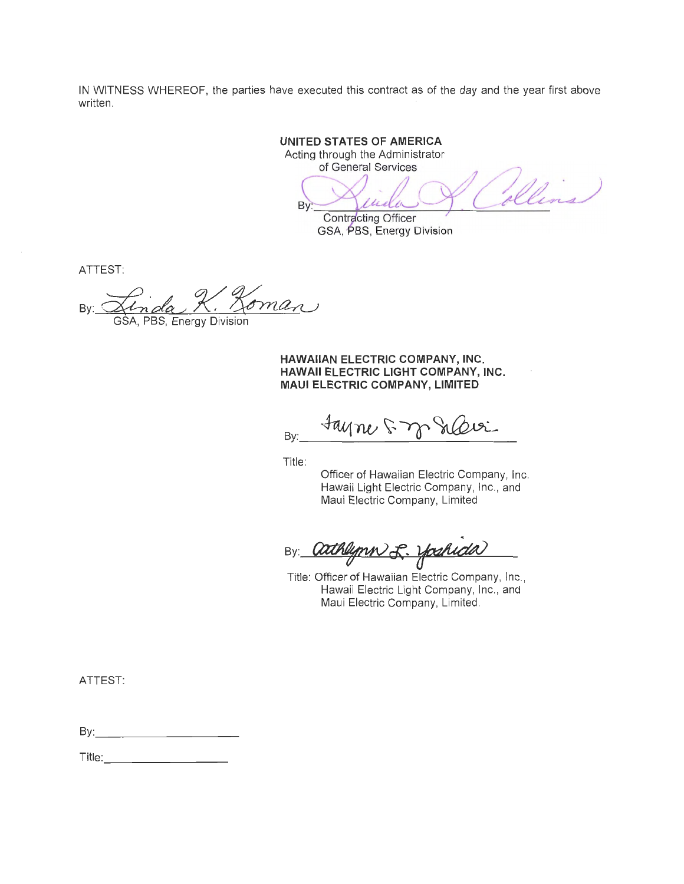IN WITNESS WHEREOF, the parties have executed this contract as of the day and the year first above written.

**UNITED STATES OF AMERICA**
Acting through the Administrator
of General Services

By: Linda J. Collins
Contracting Officer
GSA, PBS, Energy Division

ATTEST:

By: Linda K. Koman
GSA, PBS, Energy Division

**HAWAIIAN ELECTRIC COMPANY, INC.**
**HAWAII ELECTRIC LIGHT COMPANY, INC.**
**MAUI ELECTRIC COMPANY, LIMITED**

By: Tayne S. Y. Sekimura

Title:
Officer of Hawaiian Electric Company, Inc.
Hawaii Light Electric Company, Inc., and
Maui Electric Company, Limited

By: Cathlynn L. Yoshida

Title: Officer of Hawaiian Electric Company, Inc.,
Hawaii Electric Light Company, Inc., and
Maui Electric Company, Limited.

ATTEST:

By: ______________________

Title: ____________________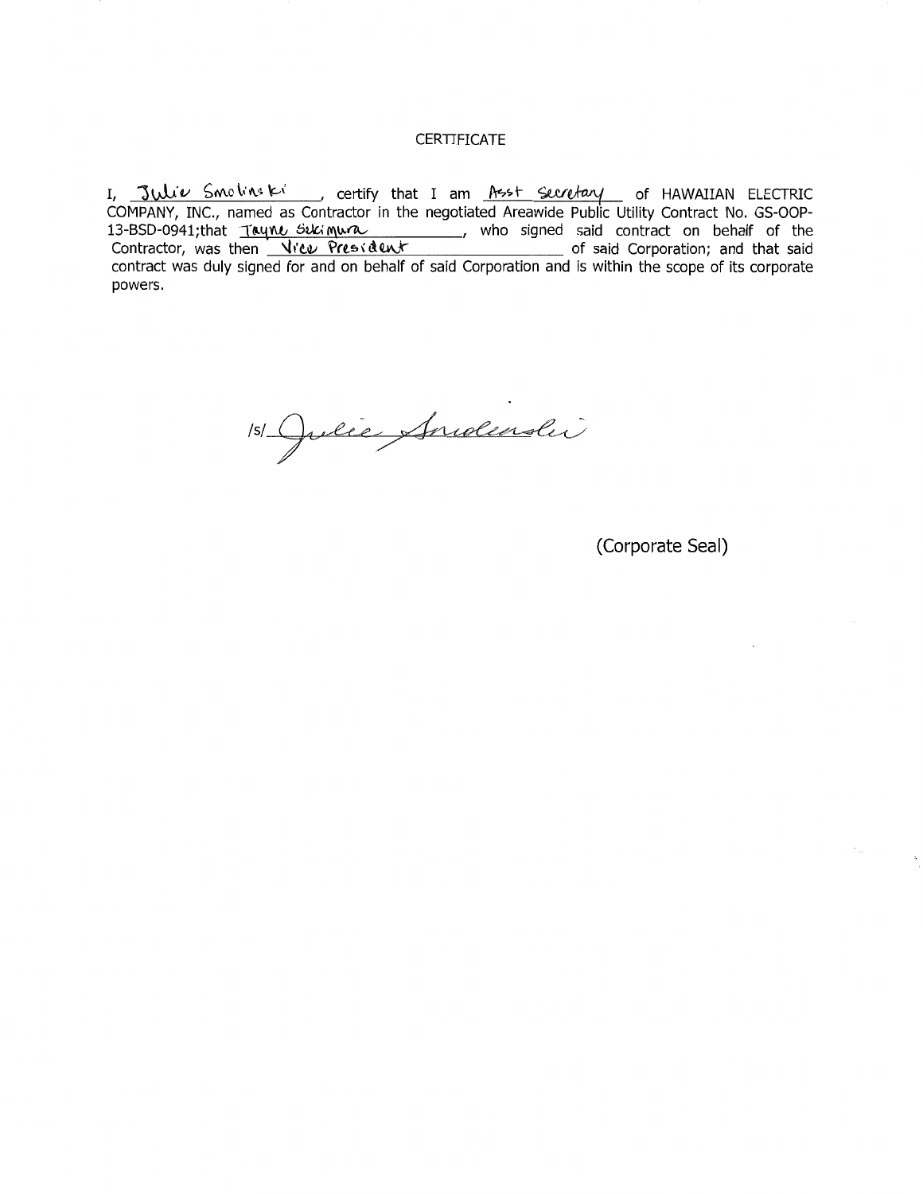CERTIFICATE

I, Julie Smolinski, certify that I am Asst Secretary of HAWAIIAN ELECTRIC COMPANY, INC., named as Contractor in the negotiated Areawide Public Utility Contract No. GS-OOP-13-BSD-0941;that Tayne Sekimura, who signed said contract on behalf of the Contractor, was then Vice President of said Corporation; and that said contract was duly signed for and on behalf of said Corporation and is within the scope of its corporate powers.

/s/ Julie Smolinski

(Corporate Seal)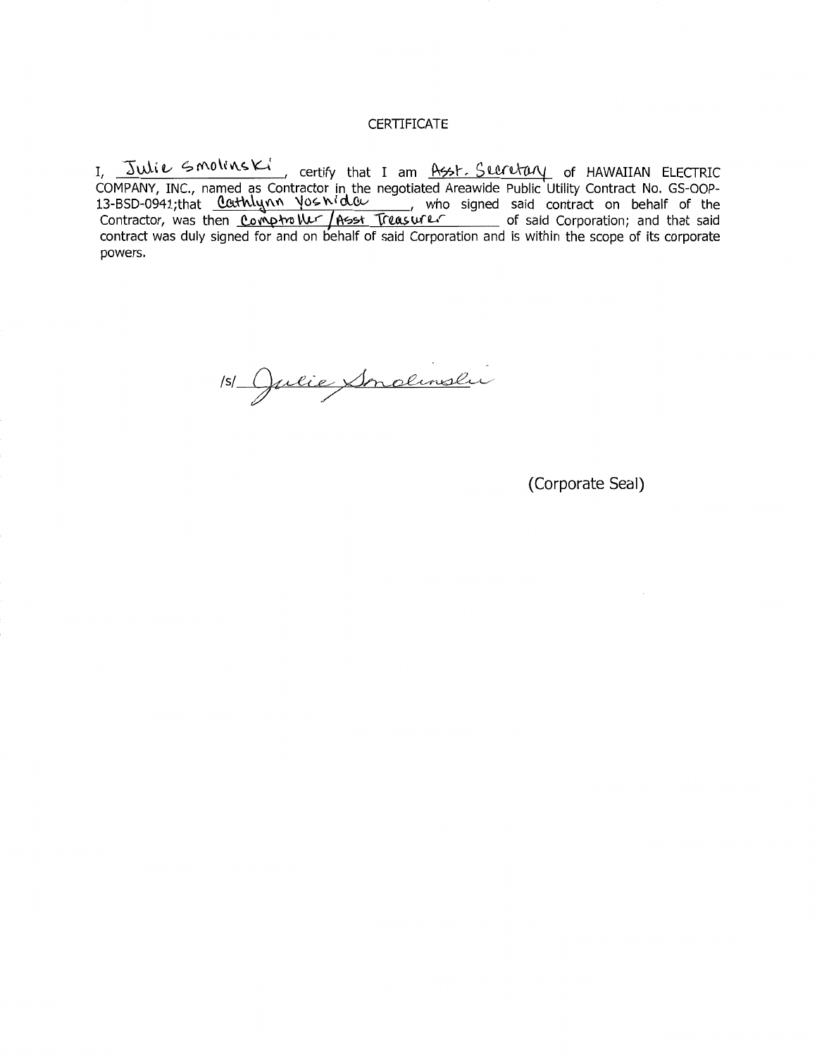# CERTIFICATE

I, Julie Smolinski, certify that I am Asst. Secretary of HAWAIIAN ELECTRIC COMPANY, INC., named as Contractor in the negotiated Areawide Public Utility Contract No. GS-OOP-13-BSD-0941;that Cathlynn Yoshida, who signed said contract on behalf of the Contractor, was then Comptroller/Asst Treasurer of said Corporation; and that said contract was duly signed for and on behalf of said Corporation and is within the scope of its corporate powers.

/s/ Julie Smolinski

(Corporate Seal)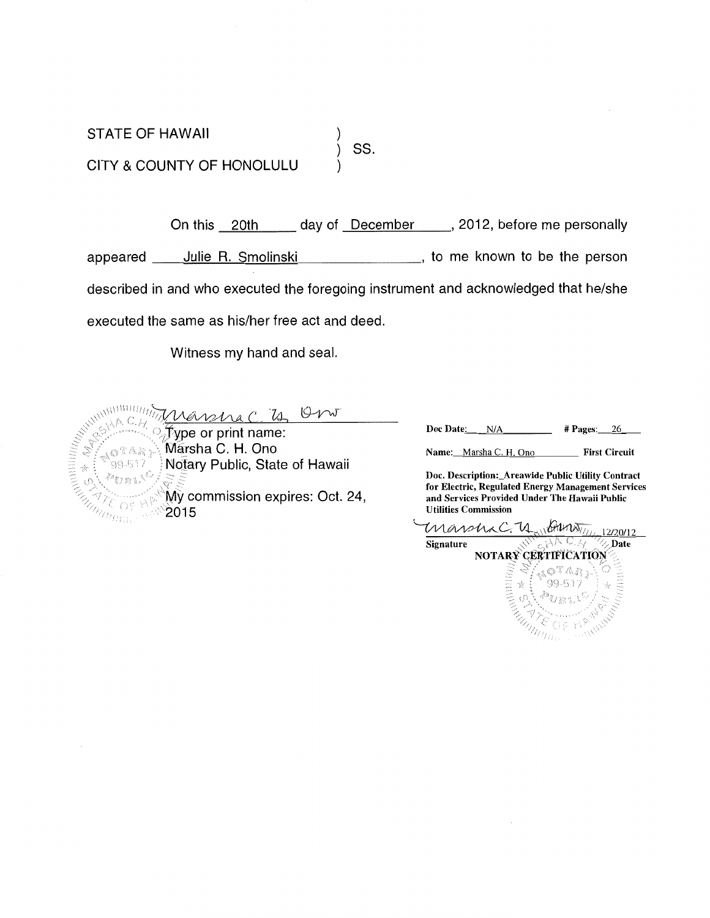STATE OF HAWAII )
) SS.
CITY & COUNTY OF HONOLULU )

On this 20th day of December, 2012, before me personally appeared Julie R. Smolinski, to me known to be the person described in and who executed the foregoing instrument and acknowledged that he/she executed the same as his/her free act and deed.

Witness my hand and seal.

Marsha C. H. Ono

Type or print name:
Marsha C. H. Ono
Notary Public, State of Hawaii

My commission expires: Oct. 24, 2015

**Doc Date:** N/A **# Pages:** 26

**Name:** Marsha C. H. Ono **First Circuit**

**Doc. Description: Areawide Public Utility Contract for Electric, Regulated Energy Management Services and Services Provided Under The Hawaii Public Utilities Commission**

Marsha C. H. Ono 12/20/12

**Signature** **Date**

**NOTARY CERTIFICATION**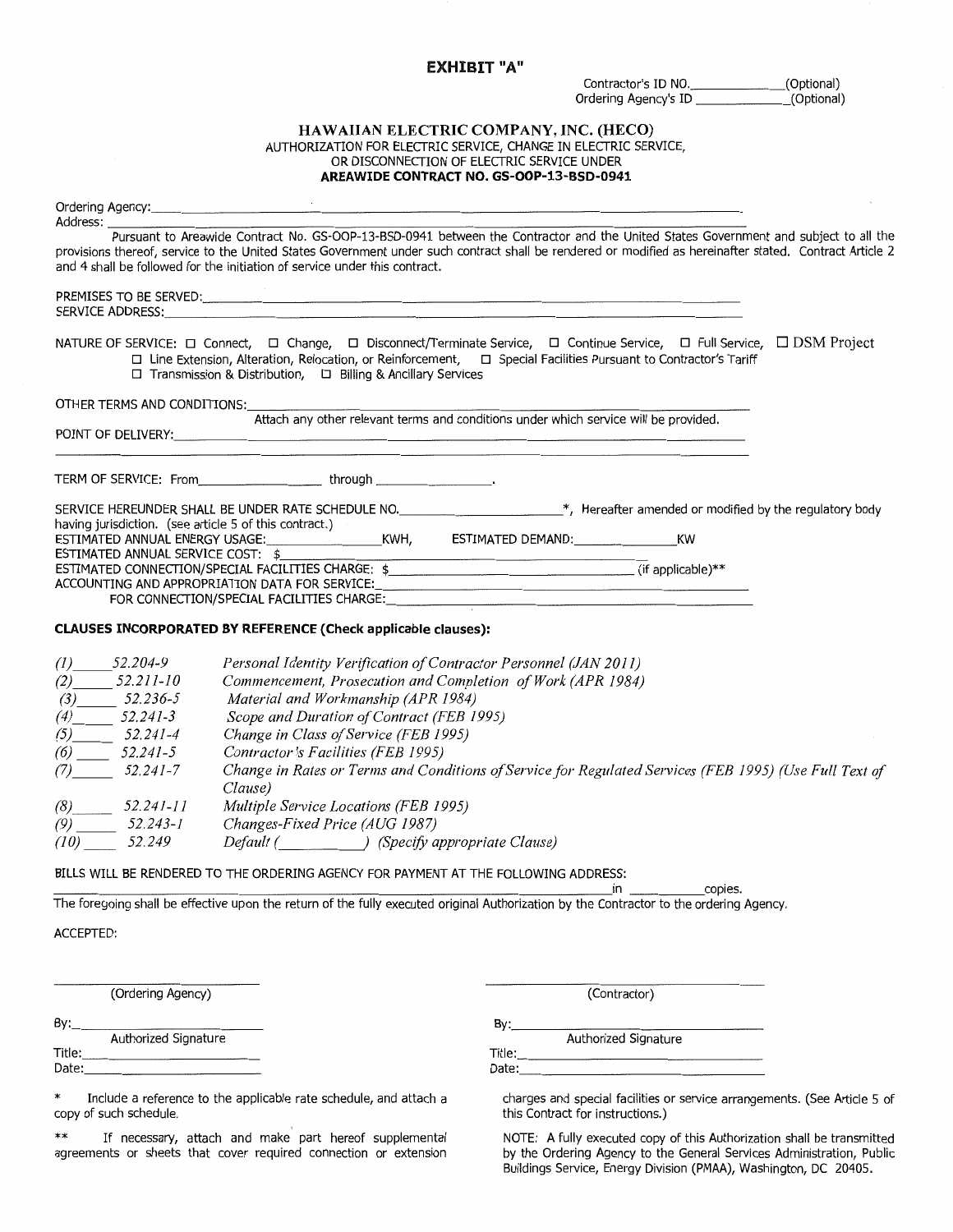# EXHIBIT "A"

Contractor's ID NO.____________(Optional)
Ordering Agency's ID ____________(Optional)

**HAWAIIAN ELECTRIC COMPANY, INC. (HECO)**
AUTHORIZATION FOR ELECTRIC SERVICE, CHANGE IN ELECTRIC SERVICE, OR DISCONNECTION OF ELECTRIC SERVICE UNDER
**AREAWIDE CONTRACT NO. GS-OOP-13-BSD-0941**

Ordering Agency:______________________________________________.
Address: ______________________________________________

Pursuant to Areawide Contract No. GS-OOP-13-BSD-0941 between the Contractor and the United States Government and subject to all the provisions thereof, service to the United States Government under such contract shall be rendered or modified as hereinafter stated. Contract Article 2 and 4 shall be followed for the initiation of service under this contract.

PREMISES TO BE SERVED:______________________________________________
SERVICE ADDRESS:______________________________________________

NATURE OF SERVICE: ☐ Connect, ☐ Change, ☐ Disconnect/Terminate Service, ☐ Continue Service, ☐ Full Service, ☐ DSM Project
☐ Line Extension, Alteration, Relocation, or Reinforcement, ☐ Special Facilities Pursuant to Contractor's Tariff
☐ Transmission & Distribution, ☐ Billing & Ancillary Services

OTHER TERMS AND CONDITIONS:______________________________________________
Attach any other relevant terms and conditions under which service will be provided.

POINT OF DELIVERY:______________________________________________

TERM OF SERVICE: From______________ through ______________.

SERVICE HEREUNDER SHALL BE UNDER RATE SCHEDULE NO.______________*, Hereafter amended or modified by the regulatory body having jurisdiction. (see article 5 of this contract.)
ESTIMATED ANNUAL ENERGY USAGE:______________KWH, ESTIMATED DEMAND:______________KW
ESTIMATED ANNUAL SERVICE COST: $______________
ESTIMATED CONNECTION/SPECIAL FACILITIES CHARGE: $______________ (if applicable)**
ACCOUNTING AND APPROPRIATION DATA FOR SERVICE:______________
FOR CONNECTION/SPECIAL FACILITIES CHARGE:______________

**CLAUSES INCORPORATED BY REFERENCE (Check applicable clauses):**

| | | |
|---|---|---|
| *(1)*____ | *52.204-9* | *Personal Identity Verification of Contractor Personnel (JAN 2011)* |
| *(2)*____ | *52.211-10* | *Commencement, Prosecution and Completion of Work (APR 1984)* |
| *(3)*____ | *52.236-5* | *Material and Workmanship (APR 1984)* |
| *(4)*____ | *52.241-3* | *Scope and Duration of Contract (FEB 1995)* |
| *(5)*____ | *52.241-4* | *Change in Class of Service (FEB 1995)* |
| *(6)*____ | *52.241-5* | *Contractor's Facilities (FEB 1995)* |
| *(7)*____ | *52.241-7* | *Change in Rates or Terms and Conditions of Service for Regulated Services (FEB 1995) (Use Full Text of Clause)* |
| *(8)*____ | *52.241-11* | *Multiple Service Locations (FEB 1995)* |
| *(9)*____ | *52.243-1* | *Changes-Fixed Price (AUG 1987)* |
| *(10)*____ | *52.249* | *Default (__________) (Specify appropriate Clause)* |

BILLS WILL BE RENDERED TO THE ORDERING AGENCY FOR PAYMENT AT THE FOLLOWING ADDRESS:
______________________________________________ in ________copies.

The foregoing shall be effective upon the return of the fully executed original Authorization by the Contractor to the ordering Agency.

ACCEPTED:

| | |
|---|---|
| ______________________ | ______________________ |
| (Ordering Agency) | (Contractor) |
| By:______________________ | By:______________________ |
| Authorized Signature | Authorized Signature |
| Title:______________________ | Title:______________________ |
| Date:______________________ | Date:______________________ |

\* Include a reference to the applicable rate schedule, and attach a copy of such schedule.

\*\* If necessary, attach and make part hereof supplemental agreements or sheets that cover required connection or extension charges and special facilities or service arrangements. (See Article 5 of this Contract for instructions.)

NOTE: A fully executed copy of this Authorization shall be transmitted by the Ordering Agency to the General Services Administration, Public Buildings Service, Energy Division (PMAA), Washington, DC 20405.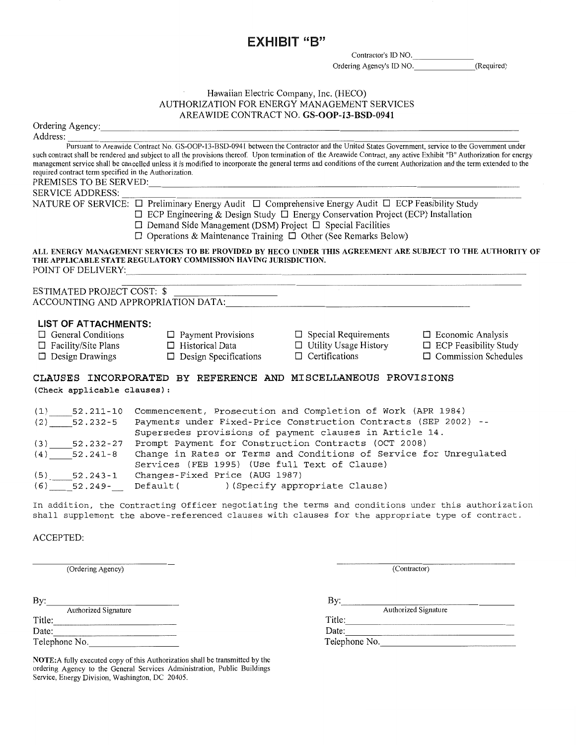# EXHIBIT "B"

Contractor's ID NO.\_\_\_\_\_\_\_\_\_\_\_\_\_\_

Ordering Agency's ID NO.\_\_\_\_\_\_\_\_\_\_\_\_\_\_(Required)

Hawaiian Electric Company, Inc. (HECO)
AUTHORIZATION FOR ENERGY MANAGEMENT SERVICES
AREAWIDE CONTRACT NO. **GS-OOP-13-BSD-0941**

Ordering Agency:\_\_\_\_\_\_\_\_\_\_\_\_\_\_\_\_\_\_\_\_\_\_\_\_\_\_\_\_\_\_\_\_\_\_\_\_\_\_\_\_

Address:\_\_\_\_\_\_\_\_\_\_\_\_\_\_\_\_\_\_\_\_\_\_\_\_\_\_\_\_\_\_\_\_\_\_\_\_\_\_\_\_

Pursuant to Areawide Contract No. GS-OOP-13-BSD-0941 between the Contractor and the United States Government, service to the Government under such contract shall be rendered and subject to all the provisions thereof. Upon termination of the Areawide Contract, any active Exhibit "B" Authorization for energy management service shall be cancelled unless it is modified to incorporate the general terms and conditions of the current Authorization and the term extended to the required contract term specified in the Authorization.

PREMISES TO BE SERVED:\_\_\_\_\_\_\_\_\_\_\_\_\_\_\_\_\_\_\_\_\_\_\_\_\_\_\_\_\_\_\_\_\_\_\_\_\_\_\_\_

SERVICE ADDRESS:\_\_\_\_\_\_\_\_\_\_\_\_\_\_\_\_\_\_\_\_\_\_\_\_\_\_\_\_\_\_\_\_\_\_\_\_\_\_\_\_

NATURE OF SERVICE:
- ☐ Preliminary Energy Audit
- ☐ Comprehensive Energy Audit
- ☐ ECP Feasibility Study
- ☐ ECP Engineering & Design Study
- ☐ Energy Conservation Project (ECP) Installation
- ☐ Demand Side Management (DSM) Project
- ☐ Special Facilities
- ☐ Operations & Maintenance Training
- ☐ Other (See Remarks Below)

**ALL ENERGY MANAGEMENT SERVICES TO BE PROVIDED BY HECO UNDER THIS AGREEMENT ARE SUBJECT TO THE AUTHORITY OF THE APPLICABLE STATE REGULATORY COMMISSION HAVING JURISDICTION.**

POINT OF DELIVERY:\_\_\_\_\_\_\_\_\_\_\_\_\_\_\_\_\_\_\_\_\_\_\_\_\_\_\_\_\_\_\_\_\_\_\_\_\_\_\_\_

ESTIMATED PROJECT COST: $\_\_\_\_\_\_\_\_\_\_\_\_\_\_\_\_\_\_\_\_

ACCOUNTING AND APPROPRIATION DATA:\_\_\_\_\_\_\_\_\_\_\_\_\_\_\_\_\_\_\_\_\_\_\_\_\_\_\_\_\_\_\_\_\_\_\_\_\_\_\_\_

### LIST OF ATTACHMENTS:

| | | | |
|---|---|---|---|
| ☐ General Conditions | ☐ Payment Provisions | ☐ Special Requirements | ☐ Economic Analysis |
| ☐ Facility/Site Plans | ☐ Historical Data | ☐ Utility Usage History | ☐ ECP Feasibility Study |
| ☐ Design Drawings | ☐ Design Specifications | ☐ Certifications | ☐ Commission Schedules |

### CLAUSES INCORPORATED BY REFERENCE AND MISCELLANEOUS PROVISIONS

(Check applicable clauses):

(1)\_\_\_\_52.211-10 Commencement, Prosecution and Completion of Work (APR 1984)

(2)\_\_\_\_52.232-5 Payments under Fixed-Price Construction Contracts (SEP 2002) -- Supersedes provisions of payment clauses in Article 14.

(3)\_\_\_\_52.232-27 Prompt Payment for Construction Contracts (OCT 2008)

(4)\_\_\_\_52.241-8 Change in Rates or Terms and Conditions of Service for Unregulated Services (FEB 1995) (Use full Text of Clause)

(5)\_\_\_\_52.243-1 Changes-Fixed Price (AUG 1987)

(6)\_\_\_\_52.249-\_\_ Default(          ) (Specify appropriate Clause)

In addition, the Contracting Officer negotiating the terms and conditions under this authorization shall supplement the above-referenced clauses with clauses for the appropriate type of contract.

ACCEPTED:

| | |
|---|---|
| \_\_\_\_\_\_\_\_\_\_\_\_\_\_\_\_\_\_\_\_ (Ordering Agency) | \_\_\_\_\_\_\_\_\_\_\_\_\_\_\_\_\_\_\_\_ (Contractor) |
| By:\_\_\_\_\_\_\_\_\_\_\_\_\_\_\_\_\_\_\_\_ Authorized Signature | By:\_\_\_\_\_\_\_\_\_\_\_\_\_\_\_\_\_\_\_\_ Authorized Signature |
| Title:\_\_\_\_\_\_\_\_\_\_\_\_\_\_\_\_\_\_\_\_ | Title:\_\_\_\_\_\_\_\_\_\_\_\_\_\_\_\_\_\_\_\_ |
| Date:\_\_\_\_\_\_\_\_\_\_\_\_\_\_\_\_\_\_\_\_ | Date:\_\_\_\_\_\_\_\_\_\_\_\_\_\_\_\_\_\_\_\_ |
| Telephone No.\_\_\_\_\_\_\_\_\_\_\_\_\_\_\_\_\_\_\_\_ | Telephone No.\_\_\_\_\_\_\_\_\_\_\_\_\_\_\_\_\_\_\_\_ |

**NOTE:** A fully executed copy of this Authorization shall be transmitted by the ordering Agency to the General Services Administration, Public Buildings Service, Energy Division, Washington, DC 20405.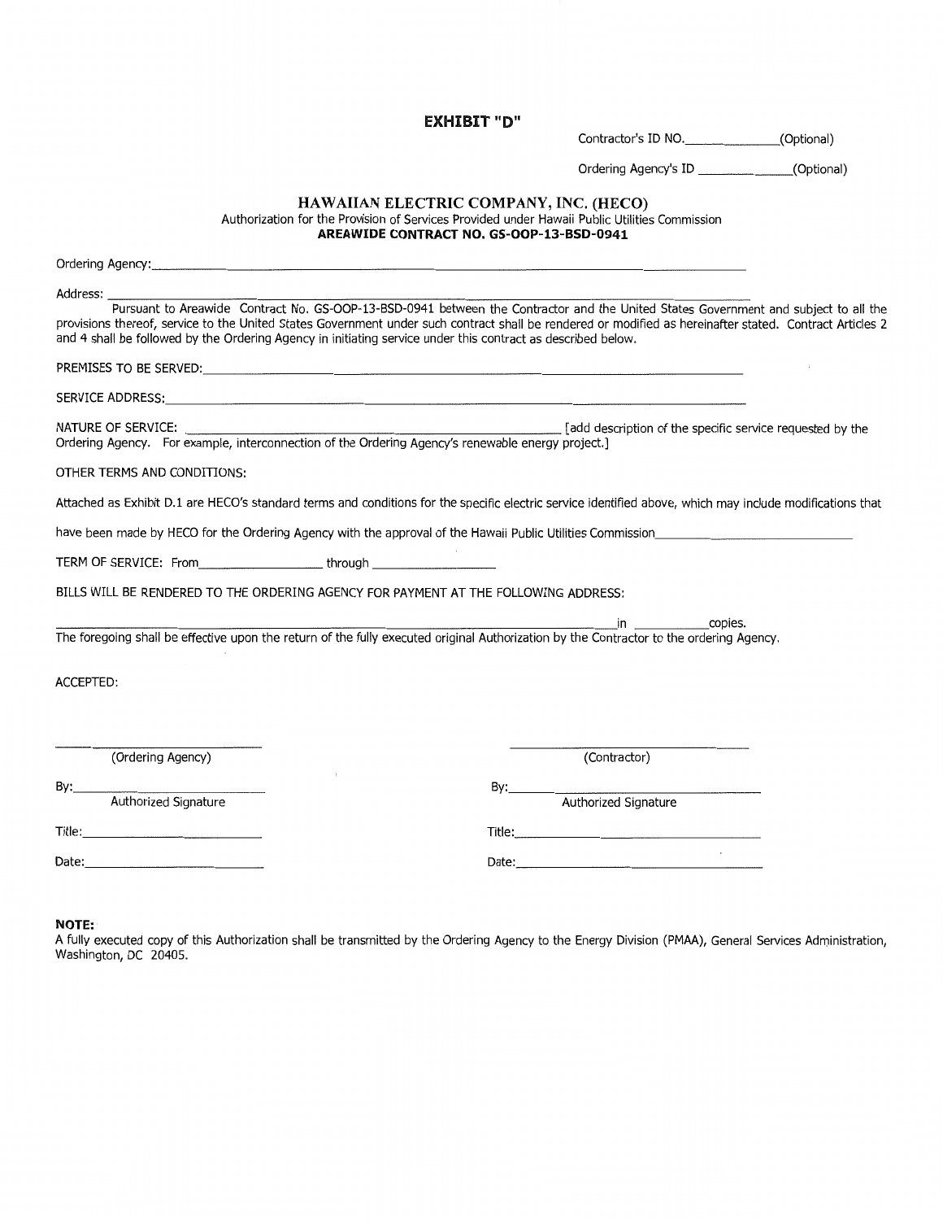# EXHIBIT "D"

Contractor's ID NO.______________(Optional)

Ordering Agency's ID ______________(Optional)

## HAWAIIAN ELECTRIC COMPANY, INC. (HECO)

Authorization for the Provision of Services Provided under Hawaii Public Utilities Commission

**AREAWIDE CONTRACT NO. GS-OOP-13-BSD-0941**

Ordering Agency:________________________________________________________________

Address: ________________________________________________________________

Pursuant to Areawide Contract No. GS-OOP-13-BSD-0941 between the Contractor and the United States Government and subject to all the provisions thereof, service to the United States Government under such contract shall be rendered or modified as hereinafter stated. Contract Articles 2 and 4 shall be followed by the Ordering Agency in initiating service under this contract as described below.

PREMISES TO BE SERVED:________________________________________________________________

SERVICE ADDRESS:________________________________________________________________

NATURE OF SERVICE: ______________________________________________ [add description of the specific service requested by the Ordering Agency. For example, interconnection of the Ordering Agency's renewable energy project.]

OTHER TERMS AND CONDITIONS:

Attached as Exhibit D.1 are HECO's standard terms and conditions for the specific electric service identified above, which may include modifications that have been made by HECO for the Ordering Agency with the approval of the Hawaii Public Utilities Commission______________________________

TERM OF SERVICE: From__________________ through __________________

BILLS WILL BE RENDERED TO THE ORDERING AGENCY FOR PAYMENT AT THE FOLLOWING ADDRESS:

________________________________________________________________in ___________copies.

The foregoing shall be effective upon the return of the fully executed original Authorization by the Contractor to the ordering Agency.

ACCEPTED:

| | |
|---|---|
| ______________________________ | ______________________________ |
| (Ordering Agency) | (Contractor) |
| By:__________________________ | By:__________________________ |
| Authorized Signature | Authorized Signature |
| Title:__________________________ | Title:__________________________ |
| Date:__________________________ | Date:__________________________ |

**NOTE:**

A fully executed copy of this Authorization shall be transmitted by the Ordering Agency to the Energy Division (PMAA), General Services Administration, Washington, DC 20405.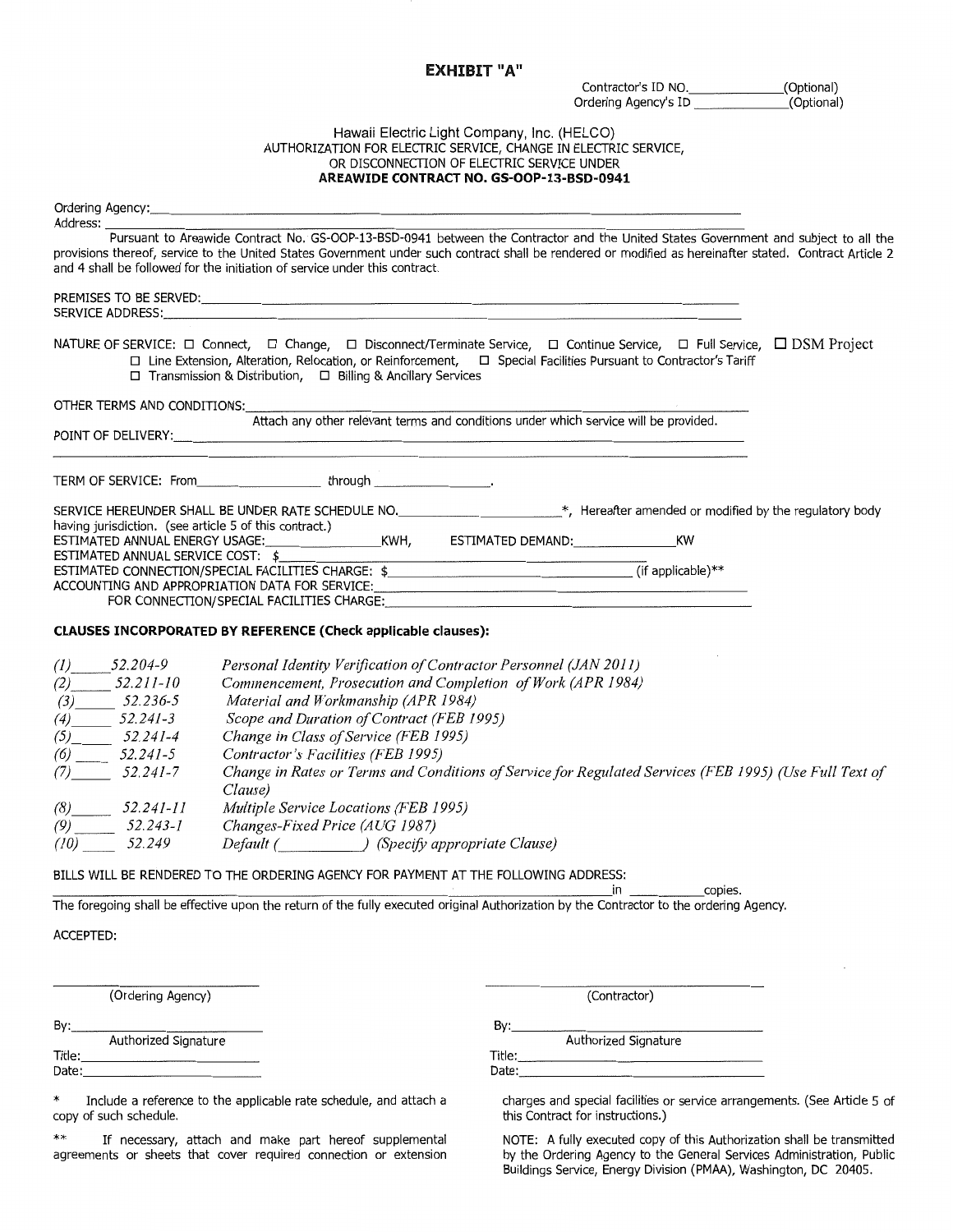# EXHIBIT "A"

Contractor's ID NO.______________(Optional)
Ordering Agency's ID ______________(Optional)

Hawaii Electric Light Company, Inc. (HELCO)
AUTHORIZATION FOR ELECTRIC SERVICE, CHANGE IN ELECTRIC SERVICE,
OR DISCONNECTION OF ELECTRIC SERVICE UNDER
**AREAWIDE CONTRACT NO. GS-OOP-13-BSD-0941**

Ordering Agency:___________________________________________
Address: ___________________________________________

Pursuant to Areawide Contract No. GS-OOP-13-BSD-0941 between the Contractor and the United States Government and subject to all the provisions thereof, service to the United States Government under such contract shall be rendered or modified as hereinafter stated. Contract Article 2 and 4 shall be followed for the initiation of service under this contract.

PREMISES TO BE SERVED:___________________________________________
SERVICE ADDRESS:___________________________________________

NATURE OF SERVICE: ☐ Connect, ☐ Change, ☐ Disconnect/Terminate Service, ☐ Continue Service, ☐ Full Service, ☐ DSM Project
☐ Line Extension, Alteration, Relocation, or Reinforcement, ☐ Special Facilities Pursuant to Contractor's Tariff
☐ Transmission & Distribution, ☐ Billing & Ancillary Services

OTHER TERMS AND CONDITIONS:___________________________________________
Attach any other relevant terms and conditions under which service will be provided.

POINT OF DELIVERY:___________________________________________

TERM OF SERVICE: From__________________ through __________________.

SERVICE HEREUNDER SHALL BE UNDER RATE SCHEDULE NO.______________________*, Hereafter amended or modified by the regulatory body having jurisdiction. (see article 5 of this contract.)
ESTIMATED ANNUAL ENERGY USAGE:_______________KWH, ESTIMATED DEMAND:_______________KW
ESTIMATED ANNUAL SERVICE COST: $___________________________
ESTIMATED CONNECTION/SPECIAL FACILITIES CHARGE: $___________________________ (if applicable)**
ACCOUNTING AND APPROPRIATION DATA FOR SERVICE:___________________________
FOR CONNECTION/SPECIAL FACILITIES CHARGE:___________________________

**CLAUSES INCORPORATED BY REFERENCE (Check applicable clauses):**

*(1)*_____ *52.204-9* *Personal Identity Verification of Contractor Personnel (JAN 2011)*
*(2)*_____ *52.211-10* *Commencement, Prosecution and Completion of Work (APR 1984)*
*(3)*_____ *52.236-5* *Material and Workmanship (APR 1984)*
*(4)*_____ *52.241-3* *Scope and Duration of Contract (FEB 1995)*
*(5)*_____ *52.241-4* *Change in Class of Service (FEB 1995)*
*(6)*_____ *52.241-5* *Contractor's Facilities (FEB 1995)*
*(7)*_____ *52.241-7* *Change in Rates or Terms and Conditions of Service for Regulated Services (FEB 1995) (Use Full Text of Clause)*
*(8)*_____ *52.241-11* *Multiple Service Locations (FEB 1995)*
*(9)*_____ *52.243-1* *Changes-Fixed Price (AUG 1987)*
*(10)*_____ *52.249* *Default (__________) (Specify appropriate Clause)*

BILLS WILL BE RENDERED TO THE ORDERING AGENCY FOR PAYMENT AT THE FOLLOWING ADDRESS:
___________________________________________ in __________copies.

The foregoing shall be effective upon the return of the fully executed original Authorization by the Contractor to the ordering Agency.

ACCEPTED:

___________________________
(Ordering Agency)

By:___________________________
Authorized Signature
Title:___________________________
Date:___________________________

___________________________
(Contractor)

By:___________________________
Authorized Signature
Title:___________________________
Date:___________________________

\* Include a reference to the applicable rate schedule, and attach a copy of such schedule.

\*\* If necessary, attach and make part hereof supplemental agreements or sheets that cover required connection or extension charges and special facilities or service arrangements. (See Article 5 of this Contract for instructions.)

NOTE: A fully executed copy of this Authorization shall be transmitted by the Ordering Agency to the General Services Administration, Public Buildings Service, Energy Division (PMAA), Washington, DC 20405.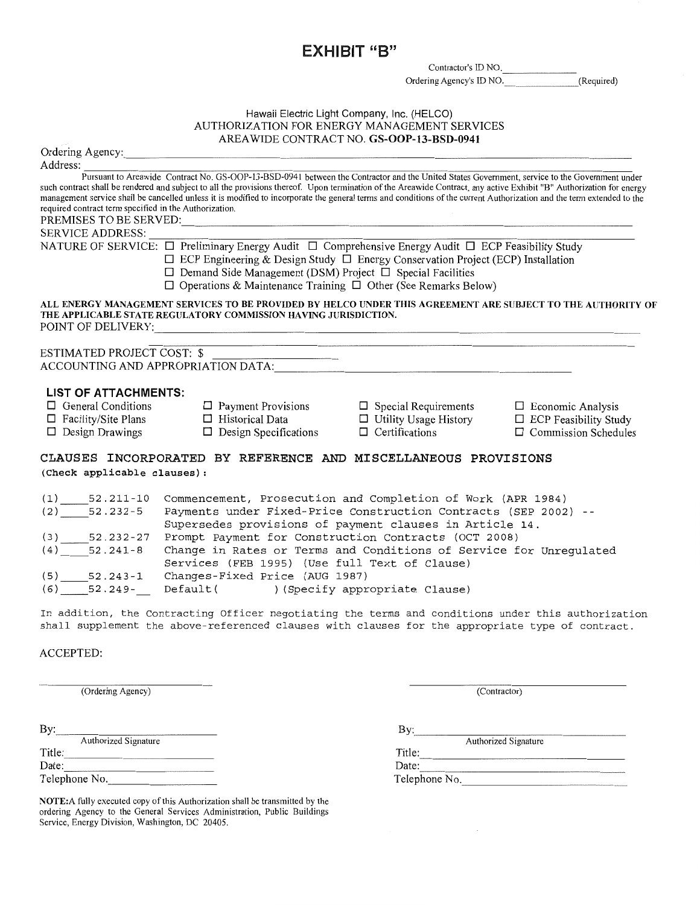# EXHIBIT "B"

Contractor's ID NO.\_\_\_\_\_\_\_\_\_\_\_\_

Ordering Agency's ID NO.\_\_\_\_\_\_\_\_\_\_\_\_(Required)

Hawaii Electric Light Company, Inc. (HELCO)
AUTHORIZATION FOR ENERGY MANAGEMENT SERVICES
AREAWIDE CONTRACT NO. **GS-OOP-13-BSD-0941**

Ordering Agency:\_\_\_\_\_\_\_\_\_\_\_\_\_\_\_\_\_\_\_\_\_\_\_\_\_\_\_\_

Address:\_\_\_\_\_\_\_\_\_\_\_\_\_\_\_\_\_\_\_\_\_\_\_\_\_\_\_\_

Pursuant to Areawide Contract No. GS-OOP-13-BSD-0941 between the Contractor and the United States Government, service to the Government under such contract shall be rendered and subject to all the provisions thereof. Upon termination of the Areawide Contract, any active Exhibit "B" Authorization for energy management service shall be cancelled unless it is modified to incorporate the general terms and conditions of the current Authorization and the term extended to the required contract term specified in the Authorization.

PREMISES TO BE SERVED:\_\_\_\_\_\_\_\_\_\_\_\_\_\_\_\_\_\_\_\_\_\_\_\_\_\_\_\_

SERVICE ADDRESS:\_\_\_\_\_\_\_\_\_\_\_\_\_\_\_\_\_\_\_\_\_\_\_\_\_\_\_\_

NATURE OF SERVICE:
- ☐ Preliminary Energy Audit
- ☐ Comprehensive Energy Audit
- ☐ ECP Feasibility Study
- ☐ ECP Engineering & Design Study
- ☐ Energy Conservation Project (ECP) Installation
- ☐ Demand Side Management (DSM) Project
- ☐ Special Facilities
- ☐ Operations & Maintenance Training
- ☐ Other (See Remarks Below)

**ALL ENERGY MANAGEMENT SERVICES TO BE PROVIDED BY HELCO UNDER THIS AGREEMENT ARE SUBJECT TO THE AUTHORITY OF THE APPLICABLE STATE REGULATORY COMMISSION HAVING JURISDICTION.**

POINT OF DELIVERY:\_\_\_\_\_\_\_\_\_\_\_\_\_\_\_\_\_\_\_\_\_\_\_\_\_\_\_\_

ESTIMATED PROJECT COST: $\_\_\_\_\_\_\_\_\_\_\_\_

ACCOUNTING AND APPROPRIATION DATA:\_\_\_\_\_\_\_\_\_\_\_\_\_\_\_\_\_\_\_\_\_\_\_\_\_\_\_\_

## LIST OF ATTACHMENTS:

| | | | |
|---|---|---|---|
| ☐ General Conditions | ☐ Payment Provisions | ☐ Special Requirements | ☐ Economic Analysis |
| ☐ Facility/Site Plans | ☐ Historical Data | ☐ Utility Usage History | ☐ ECP Feasibility Study |
| ☐ Design Drawings | ☐ Design Specifications | ☐ Certifications | ☐ Commission Schedules |

## CLAUSES INCORPORATED BY REFERENCE AND MISCELLANEOUS PROVISIONS

**(Check applicable clauses):**

(1) \_\_\_\_52.211-10 Commencement, Prosecution and Completion of Work (APR 1984)

(2) \_\_\_\_52.232-5 Payments under Fixed-Price Construction Contracts (SEP 2002) -- Supersedes provisions of payment clauses in Article 14.

(3) \_\_\_\_52.232-27 Prompt Payment for Construction Contracts (OCT 2008)

(4) \_\_\_\_52.241-8 Change in Rates or Terms and Conditions of Service for Unregulated Services (FEB 1995) (Use full Text of Clause)

(5) \_\_\_\_52.243-1 Changes-Fixed Price (AUG 1987)

(6) \_\_\_\_52.249-\_\_ Default(          ) (Specify appropriate Clause)

In addition, the Contracting Officer negotiating the terms and conditions under this authorization shall supplement the above-referenced clauses with clauses for the appropriate type of contract.

ACCEPTED:

| | |
|---|---|
| \_\_\_\_\_\_\_\_\_\_\_\_ (Ordering Agency) | \_\_\_\_\_\_\_\_\_\_\_\_ (Contractor) |
| By:\_\_\_\_\_\_\_\_\_\_\_\_ Authorized Signature | By:\_\_\_\_\_\_\_\_\_\_\_\_ Authorized Signature |
| Title:\_\_\_\_\_\_\_\_\_\_\_\_ | Title:\_\_\_\_\_\_\_\_\_\_\_\_ |
| Date:\_\_\_\_\_\_\_\_\_\_\_\_ | Date:\_\_\_\_\_\_\_\_\_\_\_\_ |
| Telephone No.\_\_\_\_\_\_\_\_\_\_\_\_ | Telephone No.\_\_\_\_\_\_\_\_\_\_\_\_ |

**NOTE:** A fully executed copy of this Authorization shall be transmitted by the ordering Agency to the General Services Administration, Public Buildings Service, Energy Division, Washington, DC 20405.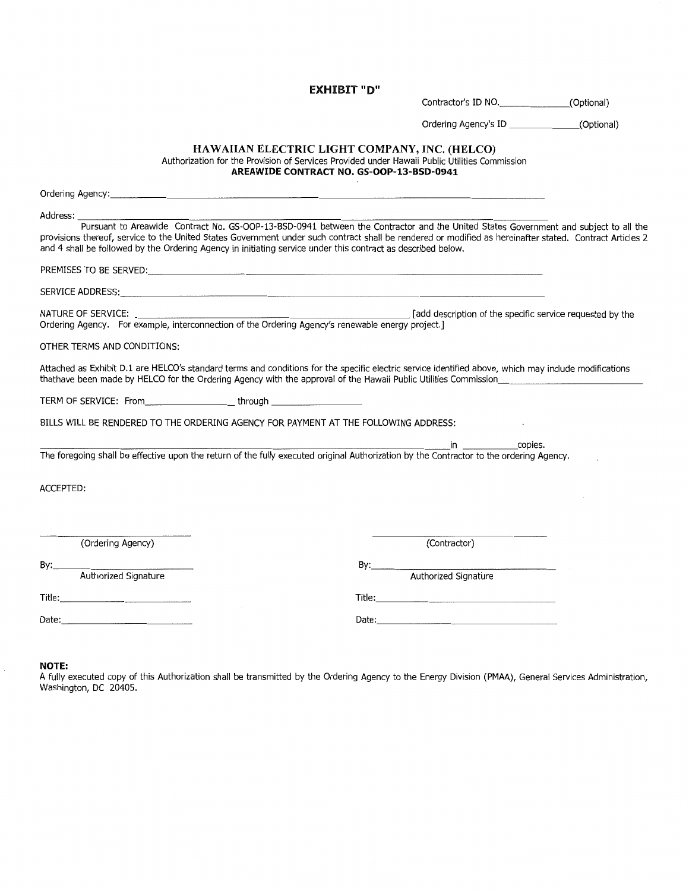# EXHIBIT "D"

Contractor's ID NO.______________(Optional)

Ordering Agency's ID ______________(Optional)

**HAWAIIAN ELECTRIC LIGHT COMPANY, INC. (HELCO)**
Authorization for the Provision of Services Provided under Hawaii Public Utilities Commission
**AREAWIDE CONTRACT NO. GS-OOP-13-BSD-0941**

Ordering Agency:_______________________________________________________________

Address: _______________________________________________________________

Pursuant to Areawide Contract No. GS-OOP-13-BSD-0941 between the Contractor and the United States Government and subject to all the provisions thereof, service to the United States Government under such contract shall be rendered or modified as hereinafter stated. Contract Articles 2 and 4 shall be followed by the Ordering Agency in initiating service under this contract as described below.

PREMISES TO BE SERVED:_______________________________________________________________

SERVICE ADDRESS:_______________________________________________________________

NATURE OF SERVICE: _______________________________________________ [add description of the specific service requested by the Ordering Agency. For example, interconnection of the Ordering Agency's renewable energy project.]

OTHER TERMS AND CONDITIONS:

Attached as Exhibit D.1 are HELCO's standard terms and conditions for the specific electric service identified above, which may include modifications thathave been made by HELCO for the Ordering Agency with the approval of the Hawaii Public Utilities Commission______________________________

TERM OF SERVICE: From__________________ through __________________

BILLS WILL BE RENDERED TO THE ORDERING AGENCY FOR PAYMENT AT THE FOLLOWING ADDRESS:

_______________________________________________________________in ___________copies.
The foregoing shall be effective upon the return of the fully executed original Authorization by the Contractor to the ordering Agency.

ACCEPTED:

| | |
|---|---|
| ______________________ | ______________________ |
| (Ordering Agency) | (Contractor) |
| By:______________________ | By:______________________ |
| Authorized Signature | Authorized Signature |
| Title:______________________ | Title:______________________ |
| Date:______________________ | Date:______________________ |

**NOTE:**
A fully executed copy of this Authorization shall be transmitted by the Ordering Agency to the Energy Division (PMAA), General Services Administration, Washington, DC 20405.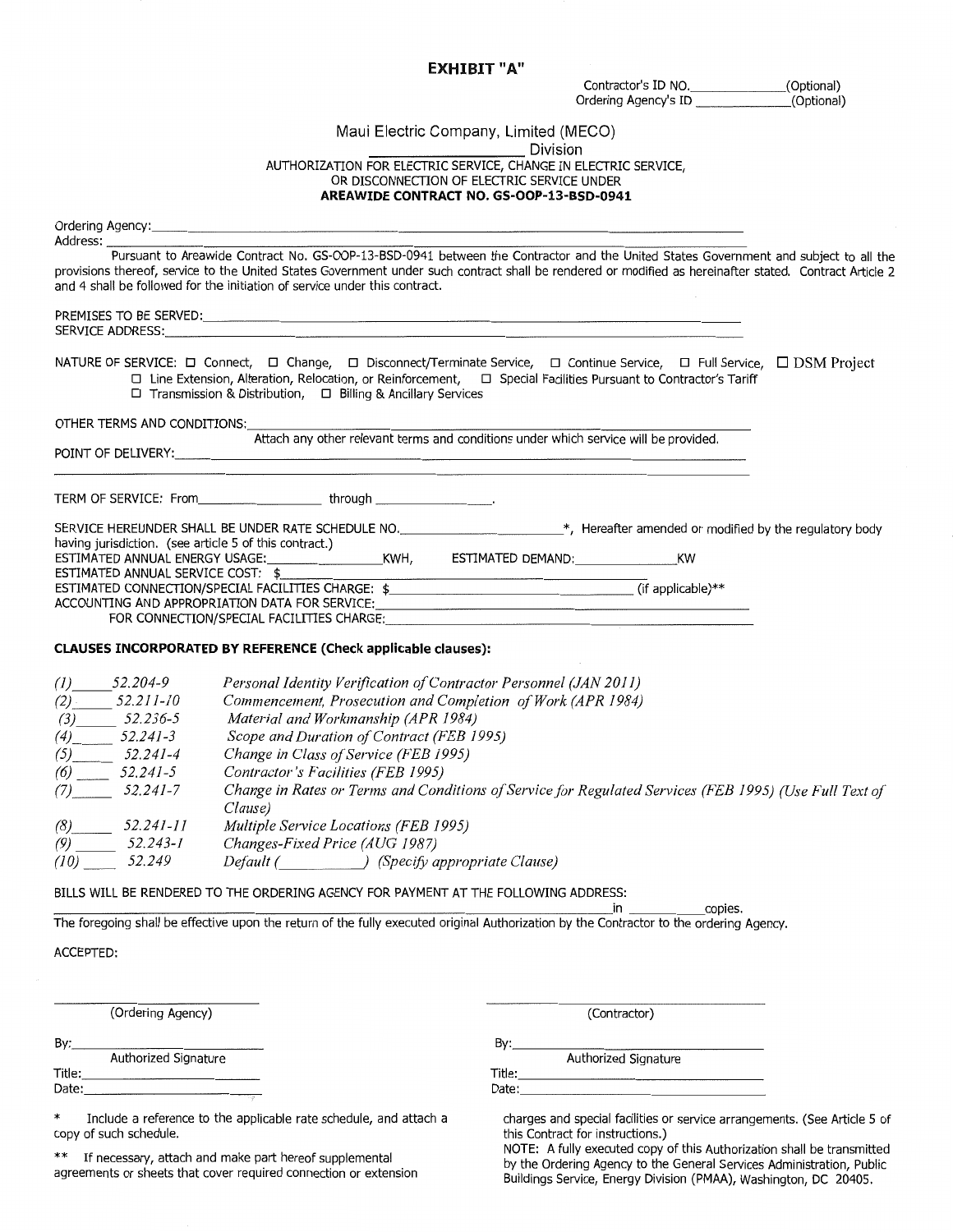# EXHIBIT "A"

Contractor's ID NO.______________(Optional)
Ordering Agency's ID ______________(Optional)

Maui Electric Company, Limited (MECO)
____________________ Division
AUTHORIZATION FOR ELECTRIC SERVICE, CHANGE IN ELECTRIC SERVICE,
OR DISCONNECTION OF ELECTRIC SERVICE UNDER
**AREAWIDE CONTRACT NO. GS-OOP-13-BSD-0941**

Ordering Agency:______________________________________________________________________________
Address: ____________________________________________________________________________________

Pursuant to Areawide Contract No. GS-OOP-13-BSD-0941 between the Contractor and the United States Government and subject to all the provisions thereof, service to the United States Government under such contract shall be rendered or modified as hereinafter stated. Contract Article 2 and 4 shall be followed for the initiation of service under this contract.

PREMISES TO BE SERVED:_______________________________________________________________________
SERVICE ADDRESS:____________________________________________________________________________

NATURE OF SERVICE: ☐ Connect, ☐ Change, ☐ Disconnect/Terminate Service, ☐ Continue Service, ☐ Full Service, ☐ DSM Project
☐ Line Extension, Alteration, Relocation, or Reinforcement, ☐ Special Facilities Pursuant to Contractor's Tariff
☐ Transmission & Distribution, ☐ Billing & Ancillary Services

OTHER TERMS AND CONDITIONS:_________________________________________________________________
Attach any other relevant terms and conditions under which service will be provided.

POINT OF DELIVERY:__________________________________________________________________________

TERM OF SERVICE: From__________________ through ________________.

SERVICE HEREUNDER SHALL BE UNDER RATE SCHEDULE NO.________________________*, Hereafter amended or modified by the regulatory body having jurisdiction. (see article 5 of this contract.)
ESTIMATED ANNUAL ENERGY USAGE:____________________KWH, ESTIMATED DEMAND:________________KW
ESTIMATED ANNUAL SERVICE COST: $________
ESTIMATED CONNECTION/SPECIAL FACILITIES CHARGE: $__________________________________ (if applicable)**
ACCOUNTING AND APPROPRIATION DATA FOR SERVICE:____________________________________________
FOR CONNECTION/SPECIAL FACILITIES CHARGE:__________________________________________________

**CLAUSES INCORPORATED BY REFERENCE (Check applicable clauses):**

*(1)*_____ *52.204-9* *Personal Identity Verification of Contractor Personnel (JAN 2011)*
*(2)*_____ *52.211-10* *Commencement, Prosecution and Completion of Work (APR 1984)*
*(3)*_____ *52.236-5* *Material and Workmanship (APR 1984)*
*(4)*_____ *52.241-3* *Scope and Duration of Contract (FEB 1995)*
*(5)*_____ *52.241-4* *Change in Class of Service (FEB 1995)*
*(6)*_____ *52.241-5* *Contractor's Facilities (FEB 1995)*
*(7)*_____ *52.241-7* *Change in Rates or Terms and Conditions of Service for Regulated Services (FEB 1995) (Use Full Text of Clause)*
*(8)*_____ *52.241-11* *Multiple Service Locations (FEB 1995)*
*(9)*_____ *52.243-1* *Changes-Fixed Price (AUG 1987)*
*(10)*_____ *52.249* *Default (__________) (Specify appropriate Clause)*

BILLS WILL BE RENDERED TO THE ORDERING AGENCY FOR PAYMENT AT THE FOLLOWING ADDRESS:
__________________________________________________________________________in __________copies.

The foregoing shall be effective upon the return of the fully executed original Authorization by the Contractor to the ordering Agency.

ACCEPTED:

| | |
|---|---|
| ______________________________ | ______________________________ |
| (Ordering Agency) | (Contractor) |
| By:__________________________ | By:__________________________ |
| Authorized Signature | Authorized Signature |
| Title:________________________ | Title:________________________ |
| Date:________________________ | Date:________________________ |

\* Include a reference to the applicable rate schedule, and attach a copy of such schedule.

\*\* If necessary, attach and make part hereof supplemental agreements or sheets that cover required connection or extension charges and special facilities or service arrangements. (See Article 5 of this Contract for instructions.)

NOTE: A fully executed copy of this Authorization shall be transmitted by the Ordering Agency to the General Services Administration, Public Buildings Service, Energy Division (PMAA), Washington, DC 20405.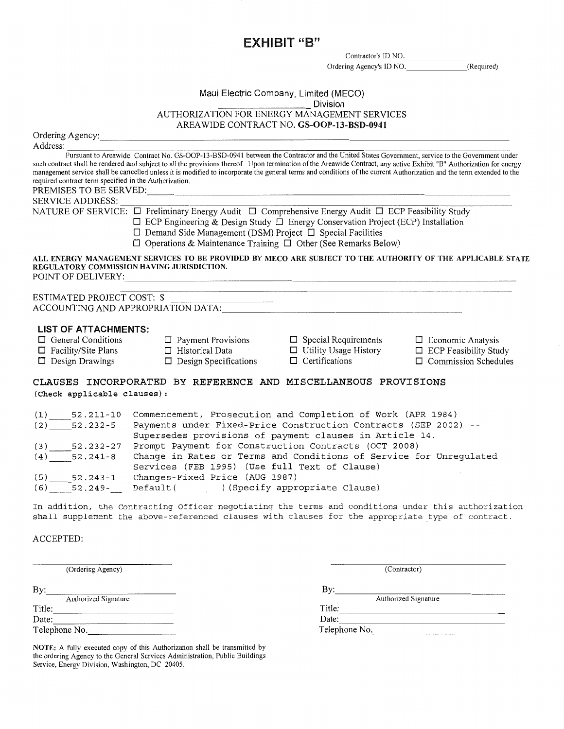# EXHIBIT "B"

Contractor's ID NO.\_\_\_\_\_\_\_\_\_\_\_\_\_\_\_

Ordering Agency's ID NO.\_\_\_\_\_\_\_\_\_\_\_\_\_\_\_(Required)

Maui Electric Company, Limited (MECO)

\_\_\_\_\_\_\_\_\_\_\_\_\_\_\_\_\_\_ Division

AUTHORIZATION FOR ENERGY MANAGEMENT SERVICES

AREAWIDE CONTRACT NO. **GS-OOP-13-BSD-0941**

Ordering Agency: \_\_\_\_\_\_\_\_\_\_\_\_\_\_\_\_\_\_\_\_\_\_\_\_\_\_\_\_\_\_\_\_\_\_\_\_\_\_\_\_

Address: \_\_\_\_\_\_\_\_\_\_\_\_\_\_\_\_\_\_\_\_\_\_\_\_\_\_\_\_\_\_\_\_\_\_\_\_\_\_\_\_

Pursuant to Areawide Contract No. GS-OOP-13-BSD-0941 between the Contractor and the United States Government, service to the Government under such contract shall be rendered and subject to all the provisions thereof. Upon termination of the Areawide Contract, any active Exhibit "B" Authorization for energy management service shall be cancelled unless it is modified to incorporate the general terms and conditions of the current Authorization and the term extended to the required contract term specified in the Authorization.

PREMISES TO BE SERVED: \_\_\_\_\_\_\_\_\_\_\_\_\_\_\_\_\_\_\_\_\_\_\_\_\_\_\_\_\_\_\_\_\_\_\_\_\_\_\_\_

SERVICE ADDRESS: \_\_\_\_\_\_\_\_\_\_\_\_\_\_\_\_\_\_\_\_\_\_\_\_\_\_\_\_\_\_\_\_\_\_\_\_\_\_\_\_

NATURE OF SERVICE: ☐ Preliminary Energy Audit ☐ Comprehensive Energy Audit ☐ ECP Feasibility Study
☐ ECP Engineering & Design Study ☐ Energy Conservation Project (ECP) Installation
☐ Demand Side Management (DSM) Project ☐ Special Facilities
☐ Operations & Maintenance Training ☐ Other (See Remarks Below)

**ALL ENERGY MANAGEMENT SERVICES TO BE PROVIDED BY MECO ARE SUBJECT TO THE AUTHORITY OF THE APPLICABLE STATE REGULATORY COMMISSION HAVING JURISDICTION.**

POINT OF DELIVERY: \_\_\_\_\_\_\_\_\_\_\_\_\_\_\_\_\_\_\_\_\_\_\_\_\_\_\_\_\_\_\_\_\_\_\_\_\_\_\_\_

ESTIMATED PROJECT COST: $ \_\_\_\_\_\_\_\_\_\_\_\_\_\_\_\_\_\_\_\_

ACCOUNTING AND APPROPRIATION DATA: \_\_\_\_\_\_\_\_\_\_\_\_\_\_\_\_\_\_\_\_\_\_\_\_\_\_\_\_\_\_\_\_

### LIST OF ATTACHMENTS:

| | | | |
|---|---|---|---|
| ☐ General Conditions | ☐ Payment Provisions | ☐ Special Requirements | ☐ Economic Analysis |
| ☐ Facility/Site Plans | ☐ Historical Data | ☐ Utility Usage History | ☐ ECP Feasibility Study |
| ☐ Design Drawings | ☐ Design Specifications | ☐ Certifications | ☐ Commission Schedules |

### CLAUSES INCORPORATED BY REFERENCE AND MISCELLANEOUS PROVISIONS

**(Check applicable clauses):**

(1) \_\_\_\_52.211-10 Commencement, Prosecution and Completion of Work (APR 1984)

(2) \_\_\_\_52.232-5 Payments under Fixed-Price Construction Contracts (SEP 2002) -- Supersedes provisions of payment clauses in Article 14.

(3) \_\_\_\_52.232-27 Prompt Payment for Construction Contracts (OCT 2008)

(4) \_\_\_\_52.241-8 Change in Rates or Terms and Conditions of Service for Unregulated Services (FEB 1995) (Use full Text of Clause)

(5) \_\_\_\_52.243-1 Changes-Fixed Price (AUG 1987)

(6) \_\_\_\_52.249-\_\_ Default(     ) (Specify appropriate Clause)

In addition, the Contracting Officer negotiating the terms and conditions under this authorization shall supplement the above-referenced clauses with clauses for the appropriate type of contract.

ACCEPTED:

| | |
|---|---|
| \_\_\_\_\_\_\_\_\_\_\_\_\_\_\_\_\_\_\_\_ (Ordering Agency) | \_\_\_\_\_\_\_\_\_\_\_\_\_\_\_\_\_\_\_\_ (Contractor) |
| By: \_\_\_\_\_\_\_\_\_\_\_\_\_\_\_\_\_\_\_\_ Authorized Signature | By: \_\_\_\_\_\_\_\_\_\_\_\_\_\_\_\_\_\_\_\_ Authorized Signature |
| Title: \_\_\_\_\_\_\_\_\_\_\_\_\_\_\_\_\_\_\_\_ | Title: \_\_\_\_\_\_\_\_\_\_\_\_\_\_\_\_\_\_\_\_ |
| Date: \_\_\_\_\_\_\_\_\_\_\_\_\_\_\_\_\_\_\_\_ | Date: \_\_\_\_\_\_\_\_\_\_\_\_\_\_\_\_\_\_\_\_ |
| Telephone No. \_\_\_\_\_\_\_\_\_\_\_\_\_\_\_\_\_\_\_\_ | Telephone No. \_\_\_\_\_\_\_\_\_\_\_\_\_\_\_\_\_\_\_\_ |

**NOTE:** A fully executed copy of this Authorization shall be transmitted by the ordering Agency to the General Services Administration, Public Buildings Service, Energy Division, Washington, DC 20405.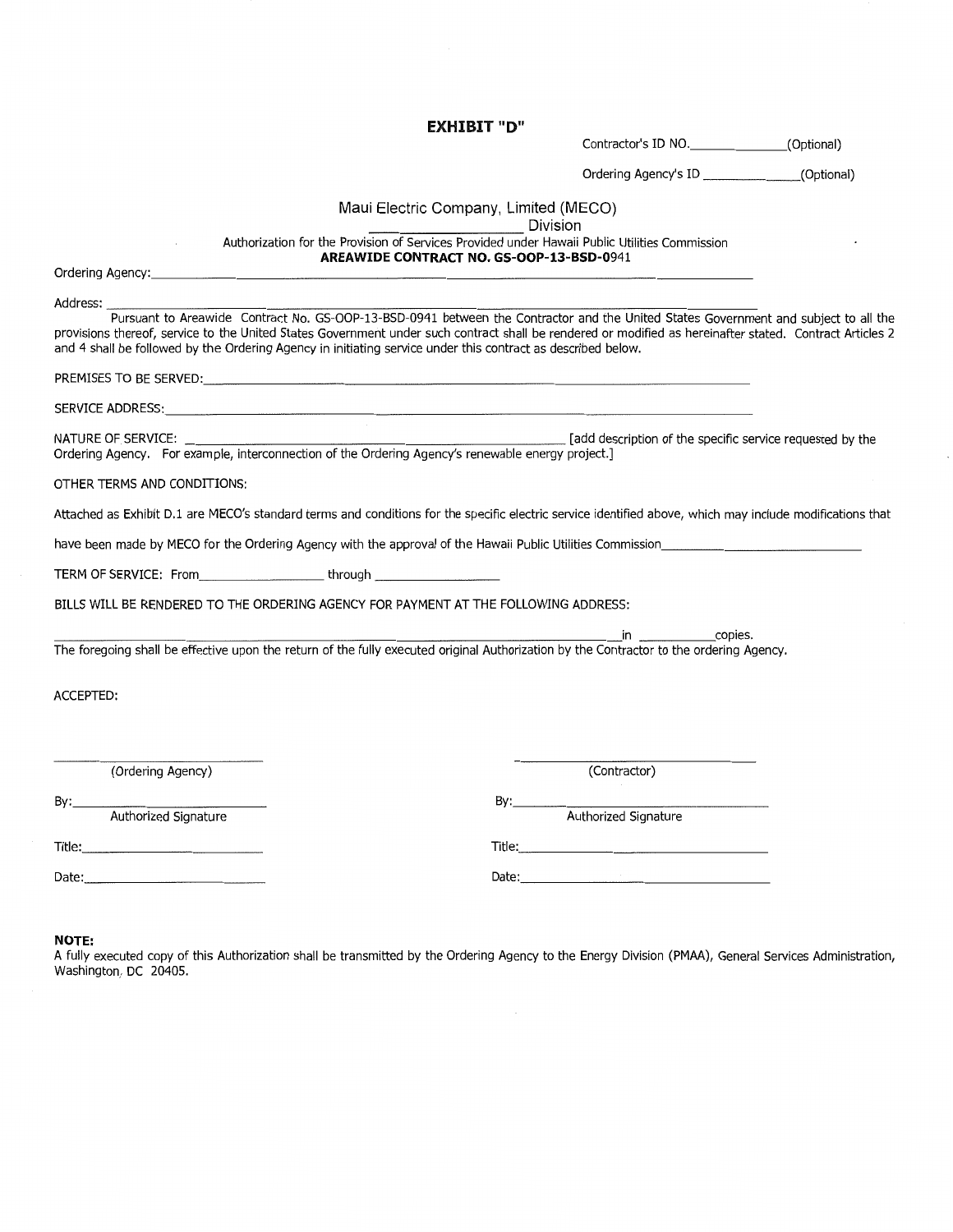# EXHIBIT "D"

Contractor's ID NO.\_\_\_\_\_\_\_\_\_\_\_\_\_\_\_(Optional)

Ordering Agency's ID \_\_\_\_\_\_\_\_\_\_\_\_\_\_\_(Optional)

Maui Electric Company, Limited (MECO)

\_\_\_\_\_\_\_\_\_\_\_\_\_\_\_\_\_\_\_\_ Division

Authorization for the Provision of Services Provided under Hawaii Public Utilities Commission

**AREAWIDE CONTRACT NO. GS-OOP-13-BSD-0941**

Ordering Agency:\_\_\_\_\_\_\_\_\_\_\_\_\_\_\_\_\_\_\_\_\_\_\_\_\_\_\_\_\_\_\_\_\_\_\_\_\_\_\_\_\_\_\_\_\_\_\_\_\_\_\_\_\_\_\_\_\_\_\_\_

Address: \_\_\_\_\_\_\_\_\_\_\_\_\_\_\_\_\_\_\_\_\_\_\_\_\_\_\_\_\_\_\_\_\_\_\_\_\_\_\_\_\_\_\_\_\_\_\_\_\_\_\_\_\_\_\_\_\_\_\_\_\_\_\_\_\_\_\_\_

Pursuant to Areawide Contract No. GS-OOP-13-BSD-0941 between the Contractor and the United States Government and subject to all the provisions thereof, service to the United States Government under such contract shall be rendered or modified as hereinafter stated. Contract Articles 2 and 4 shall be followed by the Ordering Agency in initiating service under this contract as described below.

PREMISES TO BE SERVED:\_\_\_\_\_\_\_\_\_\_\_\_\_\_\_\_\_\_\_\_\_\_\_\_\_\_\_\_\_\_\_\_\_\_\_\_\_\_\_\_\_\_\_\_\_\_\_\_\_\_\_\_\_\_\_\_

SERVICE ADDRESS:\_\_\_\_\_\_\_\_\_\_\_\_\_\_\_\_\_\_\_\_\_\_\_\_\_\_\_\_\_\_\_\_\_\_\_\_\_\_\_\_\_\_\_\_\_\_\_\_\_\_\_\_\_\_\_\_\_\_\_\_

NATURE OF SERVICE: \_\_\_\_\_\_\_\_\_\_\_\_\_\_\_\_\_\_\_\_\_\_\_\_\_\_\_\_\_\_\_\_\_\_\_\_\_\_\_\_\_\_\_\_ [add description of the specific service requested by the Ordering Agency. For example, interconnection of the Ordering Agency's renewable energy project.]

OTHER TERMS AND CONDITIONS:

Attached as Exhibit D.1 are MECO's standard terms and conditions for the specific electric service identified above, which may include modifications that have been made by MECO for the Ordering Agency with the approval of the Hawaii Public Utilities Commission\_\_\_\_\_\_\_\_\_\_\_\_\_\_\_\_\_\_\_\_\_\_\_\_\_\_

TERM OF SERVICE: From\_\_\_\_\_\_\_\_\_\_\_\_\_\_\_\_\_\_ through \_\_\_\_\_\_\_\_\_\_\_\_\_\_\_\_\_\_

BILLS WILL BE RENDERED TO THE ORDERING AGENCY FOR PAYMENT AT THE FOLLOWING ADDRESS:

\_\_\_\_\_\_\_\_\_\_\_\_\_\_\_\_\_\_\_\_\_\_\_\_\_\_\_\_\_\_\_\_\_\_\_\_\_\_\_\_\_\_\_\_\_\_\_\_\_\_\_\_\_\_\_\_\_\_\_\_\_\_\_\_\_\_\_\_\_\_in \_\_\_\_\_\_\_\_\_\_\_copies.

The foregoing shall be effective upon the return of the fully executed original Authorization by the Contractor to the ordering Agency.

ACCEPTED:

| | |
|---|---|
| \_\_\_\_\_\_\_\_\_\_\_\_\_\_\_\_\_\_\_\_\_\_\_\_\_\_ | \_\_\_\_\_\_\_\_\_\_\_\_\_\_\_\_\_\_\_\_\_\_\_\_\_\_ |
| (Ordering Agency) | (Contractor) |
| By:\_\_\_\_\_\_\_\_\_\_\_\_\_\_\_\_\_\_\_\_\_\_\_\_ | By:\_\_\_\_\_\_\_\_\_\_\_\_\_\_\_\_\_\_\_\_\_\_\_\_ |
| Authorized Signature | Authorized Signature |
| Title:\_\_\_\_\_\_\_\_\_\_\_\_\_\_\_\_\_\_\_\_\_\_\_ | Title:\_\_\_\_\_\_\_\_\_\_\_\_\_\_\_\_\_\_\_\_\_\_\_ |
| Date:\_\_\_\_\_\_\_\_\_\_\_\_\_\_\_\_\_\_\_\_\_\_\_ | Date:\_\_\_\_\_\_\_\_\_\_\_\_\_\_\_\_\_\_\_\_\_\_\_ |

**NOTE:**

A fully executed copy of this Authorization shall be transmitted by the Ordering Agency to the Energy Division (PMAA), General Services Administration, Washington, DC 20405.